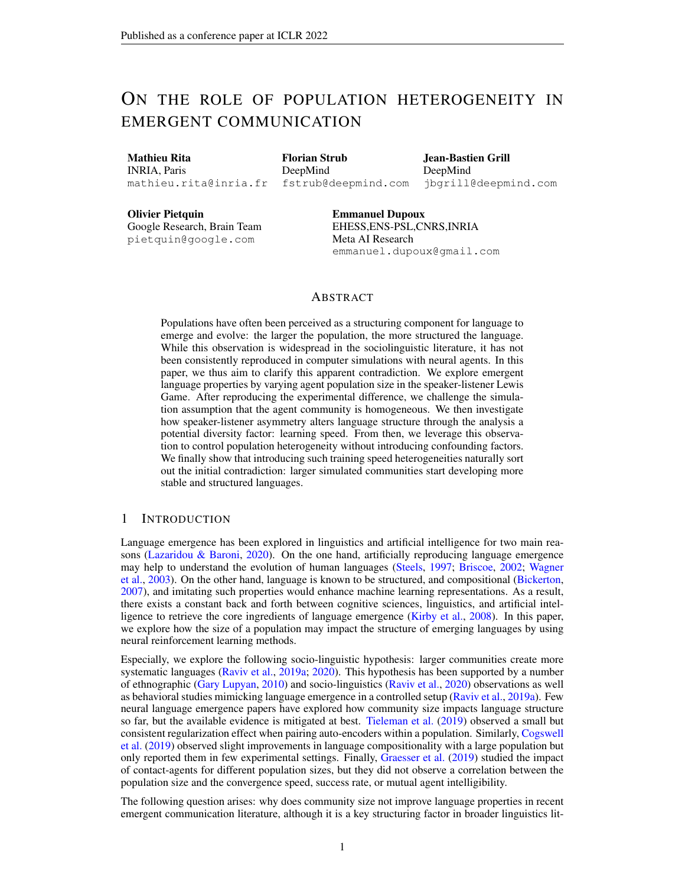# ON THE ROLE OF POPULATION HETEROGENEITY IN EMERGENT COMMUNICATION

**Mathieu Rita**
INRIA, Paris
mathieu.rita@inria.fr

**Florian Strub**
DeepMind
fstrub@deepmind.com

**Jean-Bastien Grill**
DeepMind
jbgrill@deepmind.com

**Olivier Pietquin**
Google Research, Brain Team
pietquin@google.com

**Emmanuel Dupoux**
EHESS,ENS-PSL,CNRS,INRIA
Meta AI Research
emmanuel.dupoux@gmail.com

## ABSTRACT

Populations have often been perceived as a structuring component for language to emerge and evolve: the larger the population, the more structured the language. While this observation is widespread in the sociolinguistic literature, it has not been consistently reproduced in computer simulations with neural agents. In this paper, we thus aim to clarify this apparent contradiction. We explore emergent language properties by varying agent population size in the speaker-listener Lewis Game. After reproducing the experimental difference, we challenge the simulation assumption that the agent community is homogeneous. We then investigate how speaker-listener asymmetry alters language structure through the analysis a potential diversity factor: learning speed. From then, we leverage this observation to control population heterogeneity without introducing confounding factors. We finally show that introducing such training speed heterogeneities naturally sort out the initial contradiction: larger simulated communities start developing more stable and structured languages.

## 1 INTRODUCTION

Language emergence has been explored in linguistics and artificial intelligence for two main reasons (Lazaridou & Baroni, 2020). On the one hand, artificially reproducing language emergence may help to understand the evolution of human languages (Steels, 1997; Briscoe, 2002; Wagner et al., 2003). On the other hand, language is known to be structured, and compositional (Bickerton, 2007), and imitating such properties would enhance machine learning representations. As a result, there exists a constant back and forth between cognitive sciences, linguistics, and artificial intelligence to retrieve the core ingredients of language emergence (Kirby et al., 2008). In this paper, we explore how the size of a population may impact the structure of emerging languages by using neural reinforcement learning methods.

Especially, we explore the following socio-linguistic hypothesis: larger communities create more systematic languages (Raviv et al., 2019a; 2020). This hypothesis has been supported by a number of ethnographic (Gary Lupyan, 2010) and socio-linguistics (Raviv et al., 2020) observations as well as behavioral studies mimicking language emergence in a controlled setup (Raviv et al., 2019a). Few neural language emergence papers have explored how community size impacts language structure so far, but the available evidence is mitigated at best. Tieleman et al. (2019) observed a small but consistent regularization effect when pairing auto-encoders within a population. Similarly, Cogswell et al. (2019) observed slight improvements in language compositionality with a large population but only reported them in few experimental settings. Finally, Graesser et al. (2019) studied the impact of contact-agents for different population sizes, but they did not observe a correlation between the population size and the convergence speed, success rate, or mutual agent intelligibility.

The following question arises: why does community size not improve language properties in recent emergent communication literature, although it is a key structuring factor in broader linguistics lit-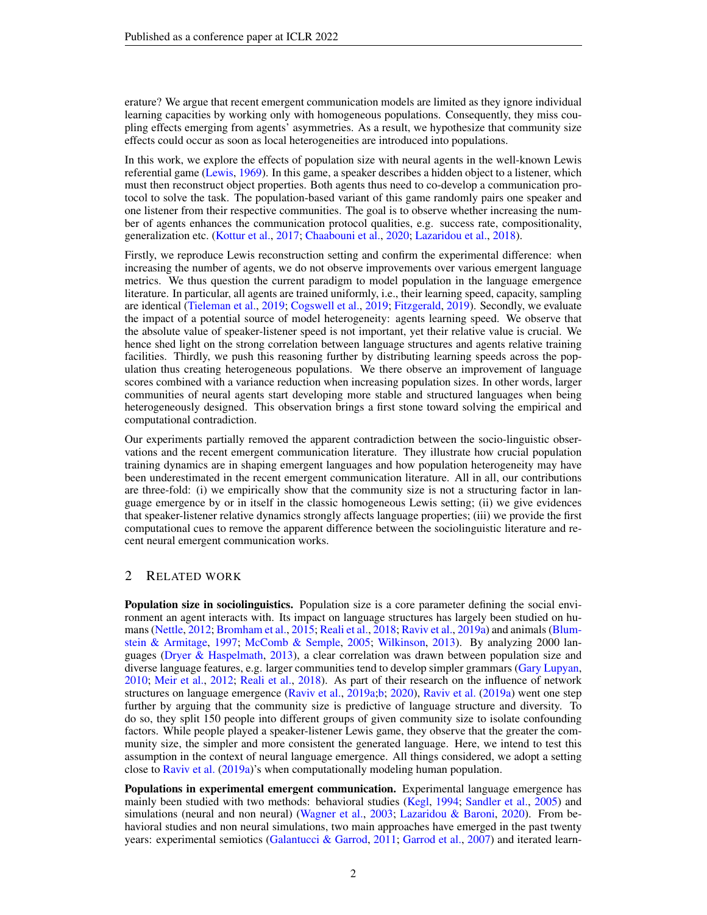erature? We argue that recent emergent communication models are limited as they ignore individual learning capacities by working only with homogeneous populations. Consequently, they miss coupling effects emerging from agents' asymmetries. As a result, we hypothesize that community size effects could occur as soon as local heterogeneities are introduced into populations.

In this work, we explore the effects of population size with neural agents in the well-known Lewis referential game (Lewis, 1969). In this game, a speaker describes a hidden object to a listener, which must then reconstruct object properties. Both agents thus need to co-develop a communication protocol to solve the task. The population-based variant of this game randomly pairs one speaker and one listener from their respective communities. The goal is to observe whether increasing the number of agents enhances the communication protocol qualities, e.g. success rate, compositionality, generalization etc. (Kottur et al., 2017; Chaabouni et al., 2020; Lazaridou et al., 2018).

Firstly, we reproduce Lewis reconstruction setting and confirm the experimental difference: when increasing the number of agents, we do not observe improvements over various emergent language metrics. We thus question the current paradigm to model population in the language emergence literature. In particular, all agents are trained uniformly, i.e., their learning speed, capacity, sampling are identical (Tieleman et al., 2019; Cogswell et al., 2019; Fitzgerald, 2019). Secondly, we evaluate the impact of a potential source of model heterogeneity: agents learning speed. We observe that the absolute value of speaker-listener speed is not important, yet their relative value is crucial. We hence shed light on the strong correlation between language structures and agents relative training facilities. Thirdly, we push this reasoning further by distributing learning speeds across the population thus creating heterogeneous populations. We there observe an improvement of language scores combined with a variance reduction when increasing population sizes. In other words, larger communities of neural agents start developing more stable and structured languages when being heterogeneously designed. This observation brings a first stone toward solving the empirical and computational contradiction.

Our experiments partially removed the apparent contradiction between the socio-linguistic observations and the recent emergent communication literature. They illustrate how crucial population training dynamics are in shaping emergent languages and how population heterogeneity may have been underestimated in the recent emergent communication literature. All in all, our contributions are three-fold: (i) we empirically show that the community size is not a structuring factor in language emergence by or in itself in the classic homogeneous Lewis setting; (ii) we give evidences that speaker-listener relative dynamics strongly affects language properties; (iii) we provide the first computational cues to remove the apparent difference between the sociolinguistic literature and recent neural emergent communication works.

## 2 Related Work

**Population size in sociolinguistics.** Population size is a core parameter defining the social environment an agent interacts with. Its impact on language structures has largely been studied on humans (Nettle, 2012; Bromham et al., 2015; Reali et al., 2018; Raviv et al., 2019a) and animals (Blumstein & Armitage, 1997; McComb & Semple, 2005; Wilkinson, 2013). By analyzing 2000 languages (Dryer & Haspelmath, 2013), a clear correlation was drawn between population size and diverse language features, e.g. larger communities tend to develop simpler grammars (Gary Lupyan, 2010; Meir et al., 2012; Reali et al., 2018). As part of their research on the influence of network structures on language emergence (Raviv et al., 2019a;b; 2020), Raviv et al. (2019a) went one step further by arguing that the community size is predictive of language structure and diversity. To do so, they split 150 people into different groups of given community size to isolate confounding factors. While people played a speaker-listener Lewis game, they observe that the greater the community size, the simpler and more consistent the generated language. Here, we intend to test this assumption in the context of neural language emergence. All things considered, we adopt a setting close to Raviv et al. (2019a)'s when computationally modeling human population.

**Populations in experimental emergent communication.** Experimental language emergence has mainly been studied with two methods: behavioral studies (Kegl, 1994; Sandler et al., 2005) and simulations (neural and non neural) (Wagner et al., 2003; Lazaridou & Baroni, 2020). From behavioral studies and non neural simulations, two main approaches have emerged in the past twenty years: experimental semiotics (Galantucci & Garrod, 2011; Garrod et al., 2007) and iterated learn-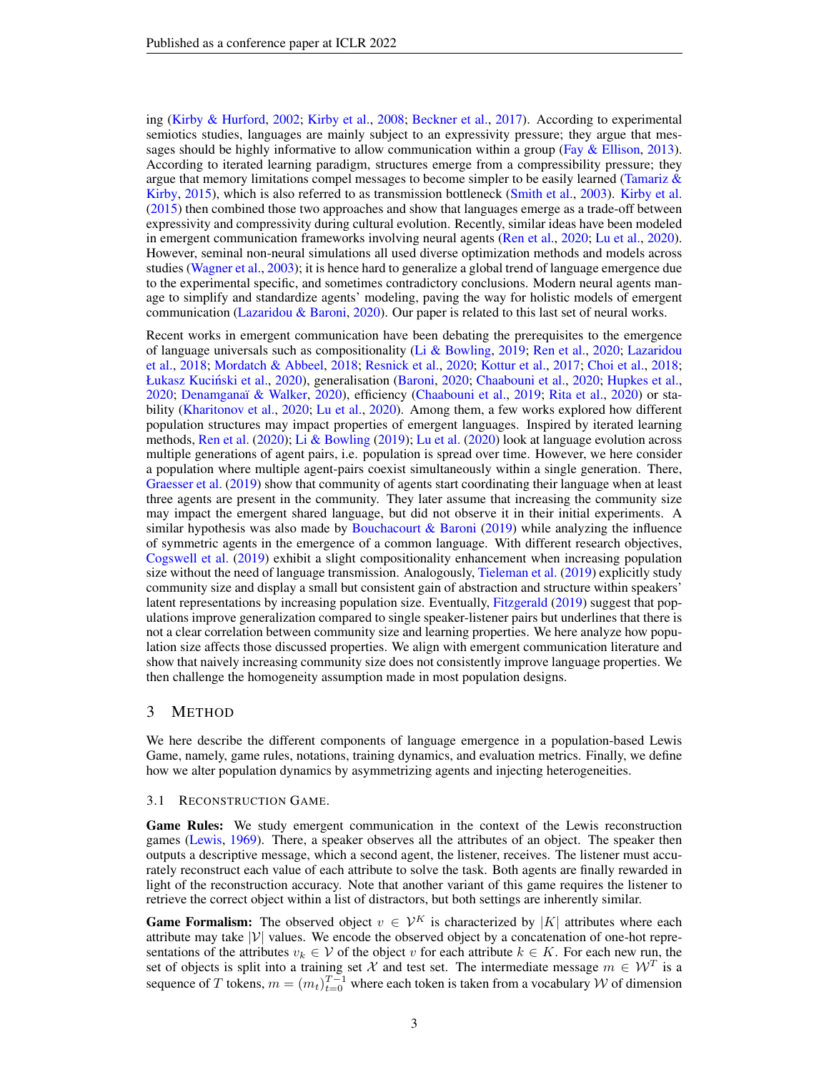ing (Kirby & Hurford, 2002; Kirby et al., 2008; Beckner et al., 2017). According to experimental semiotics studies, languages are mainly subject to an expressivity pressure; they argue that messages should be highly informative to allow communication within a group (Fay & Ellison, 2013). According to iterated learning paradigm, structures emerge from a compressibility pressure; they argue that memory limitations compel messages to become simpler to be easily learned (Tamariz & Kirby, 2015), which is also referred to as transmission bottleneck (Smith et al., 2003). Kirby et al. (2015) then combined those two approaches and show that languages emerge as a trade-off between expressivity and compressivity during cultural evolution. Recently, similar ideas have been modeled in emergent communication frameworks involving neural agents (Ren et al., 2020; Lu et al., 2020). However, seminal non-neural simulations all used diverse optimization methods and models across studies (Wagner et al., 2003); it is hence hard to generalize a global trend of language emergence due to the experimental specific, and sometimes contradictory conclusions. Modern neural agents manage to simplify and standardize agents' modeling, paving the way for holistic models of emergent communication (Lazaridou & Baroni, 2020). Our paper is related to this last set of neural works.

Recent works in emergent communication have been debating the prerequisites to the emergence of language universals such as compositionality (Li & Bowling, 2019; Ren et al., 2020; Lazaridou et al., 2018; Mordatch & Abbeel, 2018; Resnick et al., 2020; Kottur et al., 2017; Choi et al., 2018; Łukasz Kuciński et al., 2020), generalisation (Baroni, 2020; Chaabouni et al., 2020; Hupkes et al., 2020; Denamganaï & Walker, 2020), efficiency (Chaabouni et al., 2019; Rita et al., 2020) or stability (Kharitonov et al., 2020; Lu et al., 2020). Among them, a few works explored how different population structures may impact properties of emergent languages. Inspired by iterated learning methods, Ren et al. (2020); Li & Bowling (2019); Lu et al. (2020) look at language evolution across multiple generations of agent pairs, i.e. population is spread over time. However, we here consider a population where multiple agent-pairs coexist simultaneously within a single generation. There, Graesser et al. (2019) show that community of agents start coordinating their language when at least three agents are present in the community. They later assume that increasing the community size may impact the emergent shared language, but did not observe it in their initial experiments. A similar hypothesis was also made by Bouchacourt & Baroni (2019) while analyzing the influence of symmetric agents in the emergence of a common language. With different research objectives, Cogswell et al. (2019) exhibit a slight compositionality enhancement when increasing population size without the need of language transmission. Analogously, Tieleman et al. (2019) explicitly study community size and display a small but consistent gain of abstraction and structure within speakers' latent representations by increasing population size. Eventually, Fitzgerald (2019) suggest that populations improve generalization compared to single speaker-listener pairs but underlines that there is not a clear correlation between community size and learning properties. We here analyze how population size affects those discussed properties. We align with emergent communication literature and show that naively increasing community size does not consistently improve language properties. We then challenge the homogeneity assumption made in most population designs.

# 3 Method

We here describe the different components of language emergence in a population-based Lewis Game, namely, game rules, notations, training dynamics, and evaluation metrics. Finally, we define how we alter population dynamics by asymmetrizing agents and injecting heterogeneities.

## 3.1 Reconstruction Game.

**Game Rules:** We study emergent communication in the context of the Lewis reconstruction games (Lewis, 1969). There, a speaker observes all the attributes of an object. The speaker then outputs a descriptive message, which a second agent, the listener, receives. The listener must accurately reconstruct each value of each attribute to solve the task. Both agents are finally rewarded in light of the reconstruction accuracy. Note that another variant of this game requires the listener to retrieve the correct object within a list of distractors, but both settings are inherently similar.

**Game Formalism:** The observed object $v \in \mathcal{V}^K$ is characterized by $|K|$ attributes where each attribute may take $|\mathcal{V}|$ values. We encode the observed object by a concatenation of one-hot representations of the attributes $v_k \in \mathcal{V}$ of the object $v$ for each attribute $k \in K$. For each new run, the set of objects is split into a training set $\mathcal{X}$ and test set. The intermediate message $m \in \mathcal{W}^T$ is a sequence of $T$ tokens, $m = (m_t)_{t=0}^{T-1}$ where each token is taken from a vocabulary $\mathcal{W}$ of dimension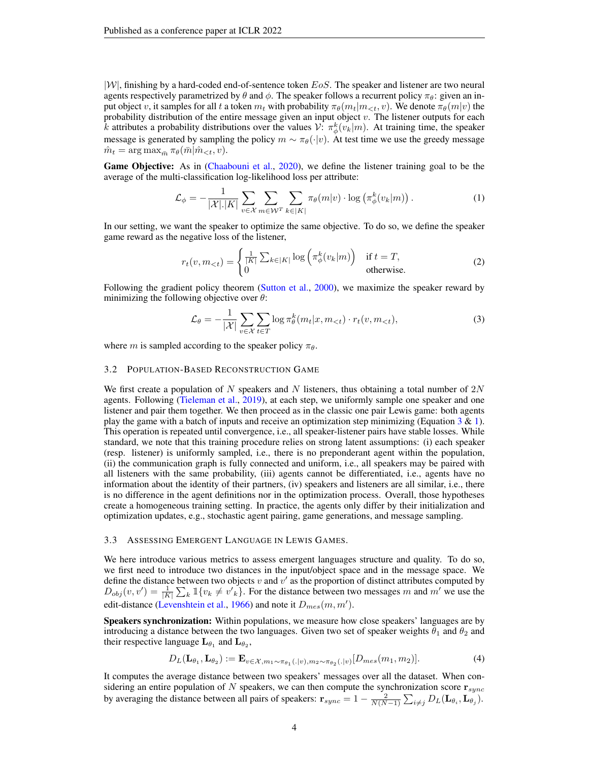$|\mathcal{W}|$, finishing by a hard-coded end-of-sentence token $EoS$. The speaker and listener are two neural agents respectively parametrized by $\theta$ and $\phi$. The speaker follows a recurrent policy $\pi_\theta$: given an input object $v$, it samples for all $t$ a token $m_t$ with probability $\pi_\theta(m_t|m_{<t}, v)$. We denote $\pi_\theta(m|v)$ the probability distribution of the entire message given an input object $v$. The listener outputs for each $k$ attributes a probability distributions over the values $\mathcal{V}$: $\pi_\phi^k(v_k|m)$. At training time, the speaker message is generated by sampling the policy $m \sim \pi_\theta(\cdot|v)$. At test time we use the greedy message $\hat{m}_t = \arg\max_{\bar{m}} \pi_\theta(\bar{m}|\hat{m}_{<t}, v)$.

**Game Objective:** As in (Chaabouni et al., 2020), we define the listener training goal to be the average of the multi-classification log-likelihood loss per attribute:

$$\mathcal{L}_\phi = -\frac{1}{|\mathcal{X}|.|K|} \sum_{v \in \mathcal{X}} \sum_{m \in \mathcal{W}^T} \sum_{k \in |K|} \pi_\theta(m|v) \cdot \log\left(\pi_\phi^k(v_k|m)\right). \tag{1}$$

In our setting, we want the speaker to optimize the same objective. To do so, we define the speaker game reward as the negative loss of the listener,

$$r_t(v, m_{<t}) = \begin{cases} \frac{1}{|K|} \sum_{k \in |K|} \log\left(\pi_\phi^k(v_k|m)\right) & \text{if } t = T, \\ 0 & \text{otherwise.} \end{cases} \tag{2}$$

Following the gradient policy theorem (Sutton et al., 2000), we maximize the speaker reward by minimizing the following objective over $\theta$:

$$\mathcal{L}_\theta = -\frac{1}{|\mathcal{X}|} \sum_{v \in \mathcal{X}} \sum_{t \in T} \log \pi_\theta^k(m_t|x, m_{<t}) \cdot r_t(v, m_{<t}), \tag{3}$$

where $m$ is sampled according to the speaker policy $\pi_\theta$.

### 3.2 Population-Based Reconstruction Game

We first create a population of $N$ speakers and $N$ listeners, thus obtaining a total number of $2N$ agents. Following (Tieleman et al., 2019), at each step, we uniformly sample one speaker and one listener and pair them together. We then proceed as in the classic one pair Lewis game: both agents play the game with a batch of inputs and receive an optimization step minimizing (Equation 3 & 1). This operation is repeated until convergence, i.e., all speaker-listener pairs have stable losses. While standard, we note that this training procedure relies on strong latent assumptions: (i) each speaker (resp. listener) is uniformly sampled, i.e., there is no preponderant agent within the population, (ii) the communication graph is fully connected and uniform, i.e., all speakers may be paired with all listeners with the same probability, (iii) agents cannot be differentiated, i.e., agents have no information about the identity of their partners, (iv) speakers and listeners are all similar, i.e., there is no difference in the agent definitions nor in the optimization process. Overall, those hypotheses create a homogeneous training setting. In practice, the agents only differ by their initialization and optimization updates, e.g., stochastic agent pairing, game generations, and message sampling.

### 3.3 Assessing Emergent Language in Lewis Games.

We here introduce various metrics to assess emergent languages structure and quality. To do so, we first need to introduce two distances in the input/object space and in the message space. We define the distance between two objects $v$ and $v'$ as the proportion of distinct attributes computed by $D_{obj}(v, v') = \frac{1}{|K|} \sum_k \mathbb{1}\{v_k \neq v'_k\}$. For the distance between two messages $m$ and $m'$ we use the edit-distance (Levenshtein et al., 1966) and note it $D_{mes}(m, m')$.

**Speakers synchronization:** Within populations, we measure how close speakers' languages are by introducing a distance between the two languages. Given two set of speaker weights $\theta_1$ and $\theta_2$ and their respective language $\mathbf{L}_{\theta_1}$ and $\mathbf{L}_{\theta_2}$,

$$D_L(\mathbf{L}_{\theta_1}, \mathbf{L}_{\theta_2}) := \mathbf{E}_{v \in \mathcal{X}, m_1 \sim \pi_{\theta_1}(.|v), m_2 \sim \pi_{\theta_2}(.|v)}[D_{mes}(m_1, m_2)]. \tag{4}$$

It computes the average distance between two speakers' messages over all the dataset. When considering an entire population of $N$ speakers, we can then compute the synchronization score $\mathbf{r}_{sync}$ by averaging the distance between all pairs of speakers: $\mathbf{r}_{sync} = 1 - \frac{2}{N(N-1)} \sum_{i \neq j} D_L(\mathbf{L}_{\theta_i}, \mathbf{L}_{\theta_j})$.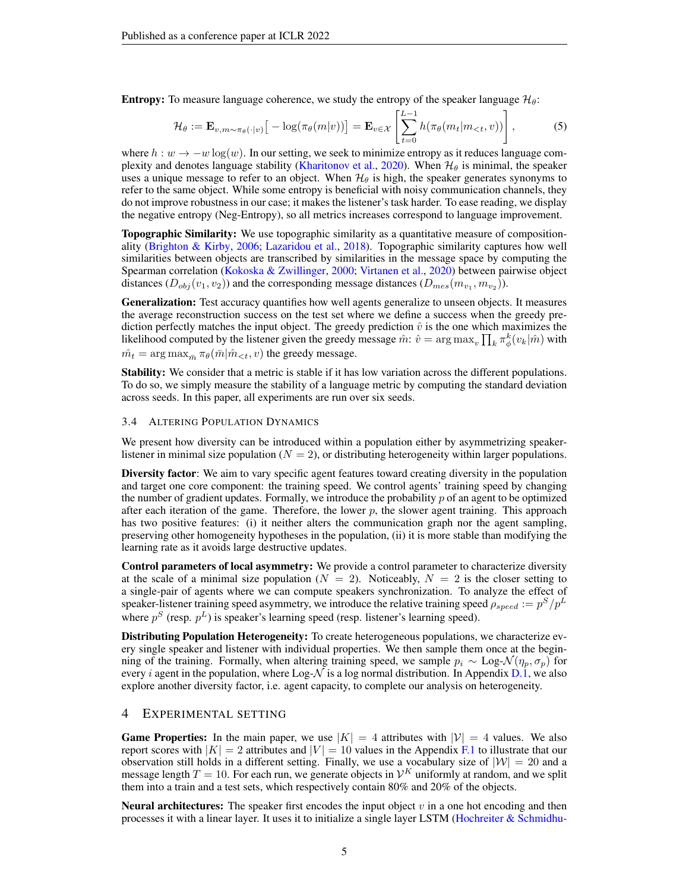**Entropy:** To measure language coherence, we study the entropy of the speaker language $\mathcal{H}_\theta$:

$$\mathcal{H}_\theta := \mathbf{E}_{v, m \sim \pi_\theta(\cdot|v)}\big[-\log(\pi_\theta(m|v))\big] = \mathbf{E}_{v \in \mathcal{X}}\left[\sum_{t=0}^{L-1} h(\pi_\theta(m_t|m_{<t}, v))\right], \quad (5)$$

where $h : w \rightarrow -w\log(w)$. In our setting, we seek to minimize entropy as it reduces language complexity and denotes language stability (Kharitonov et al., 2020). When $\mathcal{H}_\theta$ is minimal, the speaker uses a unique message to refer to an object. When $\mathcal{H}_\theta$ is high, the speaker generates synonyms to refer to the same object. While some entropy is beneficial with noisy communication channels, they do not improve robustness in our case; it makes the listener's task harder. To ease reading, we display the negative entropy (Neg-Entropy), so all metrics increases correspond to language improvement.

**Topographic Similarity:** We use topographic similarity as a quantitative measure of compositionality (Brighton & Kirby, 2006; Lazaridou et al., 2018). Topographic similarity captures how well similarities between objects are transcribed by similarities in the message space by computing the Spearman correlation (Kokoska & Zwillinger, 2000; Virtanen et al., 2020) between pairwise object distances ($D_{obj}(v_1, v_2)$) and the corresponding message distances ($D_{mes}(m_{v_1}, m_{v_2})$).

**Generalization:** Test accuracy quantifies how well agents generalize to unseen objects. It measures the average reconstruction success on the test set where we define a success when the greedy prediction perfectly matches the input object. The greedy prediction $\hat{v}$ is the one which maximizes the likelihood computed by the listener given the greedy message $\hat{m}$: $\hat{v} = \arg\max_v \prod_k \pi_\phi^k(v_k|\hat{m})$ with $\hat{m}_t = \arg\max_{\bar{m}} \pi_\theta(\bar{m}|\hat{m}_{<t}, v)$ the greedy message.

**Stability:** We consider that a metric is stable if it has low variation across the different populations. To do so, we simply measure the stability of a language metric by computing the standard deviation across seeds. In this paper, all experiments are run over six seeds.

### 3.4 Altering Population Dynamics

We present how diversity can be introduced within a population either by asymmetrizing speaker-listener in minimal size population ($N = 2$), or distributing heterogeneity within larger populations.

**Diversity factor**: We aim to vary specific agent features toward creating diversity in the population and target one core component: the training speed. We control agents' training speed by changing the number of gradient updates. Formally, we introduce the probability $p$ of an agent to be optimized after each iteration of the game. Therefore, the lower $p$, the slower agent training. This approach has two positive features: (i) it neither alters the communication graph nor the agent sampling, preserving other homogeneity hypotheses in the population, (ii) it is more stable than modifying the learning rate as it avoids large destructive updates.

**Control parameters of local asymmetry:** We provide a control parameter to characterize diversity at the scale of a minimal size population ($N = 2$). Noticeably, $N = 2$ is the closer setting to a single-pair of agents where we can compute speakers synchronization. To analyze the effect of speaker-listener training speed asymmetry, we introduce the relative training speed $\rho_{speed} := p^S/p^L$ where $p^S$ (resp. $p^L$) is speaker's learning speed (resp. listener's learning speed).

**Distributing Population Heterogeneity:** To create heterogeneous populations, we characterize every single speaker and listener with individual properties. We then sample them once at the beginning of the training. Formally, when altering training speed, we sample $p_i \sim \text{Log-}\mathcal{N}(\eta_p, \sigma_p)$ for every $i$ agent in the population, where Log-$\mathcal{N}$ is a log normal distribution. In Appendix D.1, we also explore another diversity factor, i.e. agent capacity, to complete our analysis on heterogeneity.

## 4 Experimental Setting

**Game Properties:** In the main paper, we use $|K| = 4$ attributes with $|\mathcal{V}| = 4$ values. We also report scores with $|K| = 2$ attributes and $|V| = 10$ values in the Appendix F.1 to illustrate that our observation still holds in a different setting. Finally, we use a vocabulary size of $|\mathcal{W}| = 20$ and a message length $T = 10$. For each run, we generate objects in $\mathcal{V}^K$ uniformly at random, and we split them into a train and a test sets, which respectively contain 80% and 20% of the objects.

**Neural architectures:** The speaker first encodes the input object $v$ in a one hot encoding and then processes it with a linear layer. It uses it to initialize a single layer LSTM (Hochreiter & Schmidhu-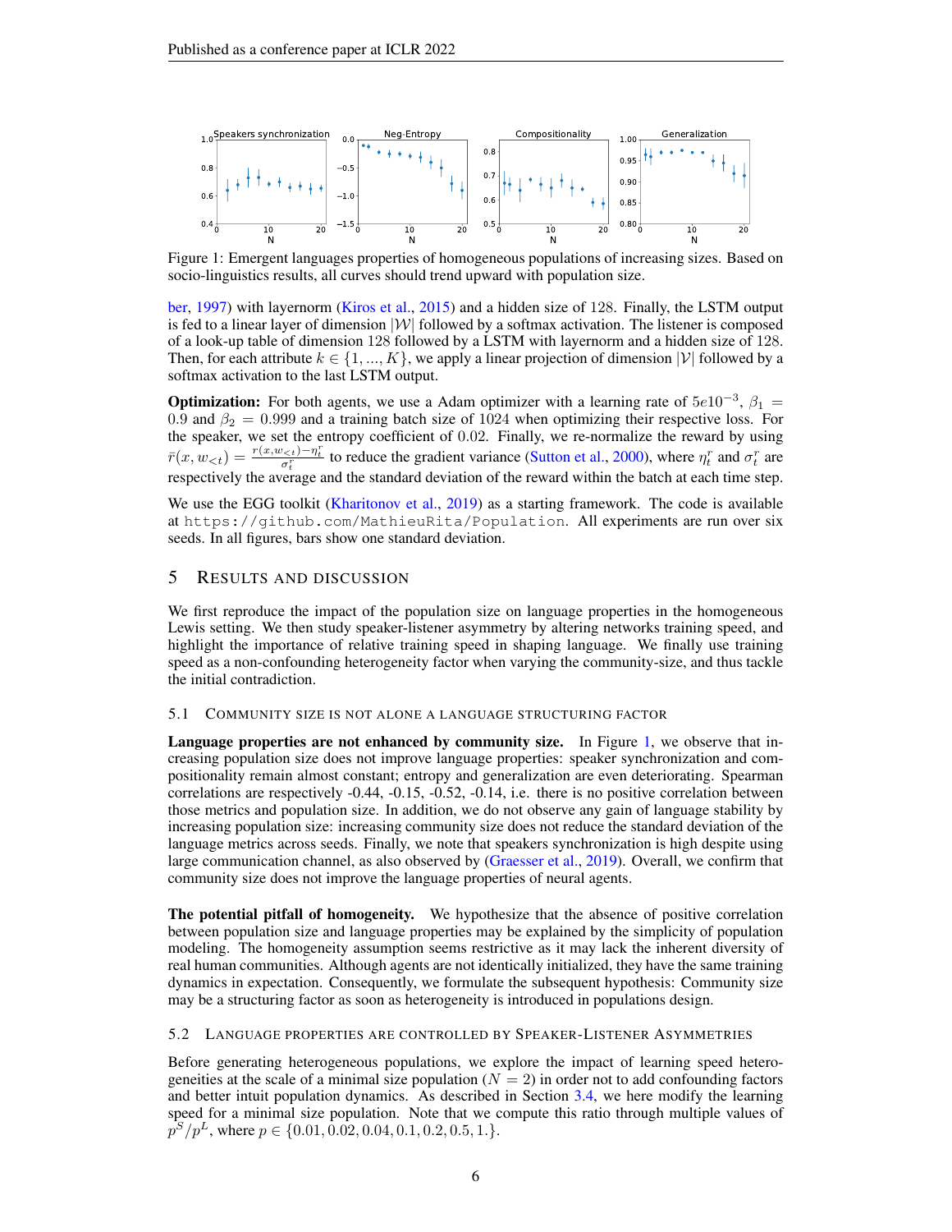Figure 1: Emergent languages properties of homogeneous populations of increasing sizes. Based on socio-linguistics results, all curves should trend upward with population size.

ber, 1997) with layernorm (Kiros et al., 2015) and a hidden size of 128. Finally, the LSTM output is fed to a linear layer of dimension $|\mathcal{W}|$ followed by a softmax activation. The listener is composed of a look-up table of dimension 128 followed by a LSTM with layernorm and a hidden size of 128. Then, for each attribute $k \in \{1, ..., K\}$, we apply a linear projection of dimension $|\mathcal{V}|$ followed by a softmax activation to the last LSTM output.

**Optimization:** For both agents, we use a Adam optimizer with a learning rate of $5e10^{-3}$, $\beta_1 = 0.9$ and $\beta_2 = 0.999$ and a training batch size of 1024 when optimizing their respective loss. For the speaker, we set the entropy coefficient of 0.02. Finally, we re-normalize the reward by using $\bar{r}(x, w_{<t}) = \frac{r(x,w_{<t}) - \eta_t^r}{\sigma_t^r}$ to reduce the gradient variance (Sutton et al., 2000), where $\eta_t^r$ and $\sigma_t^r$ are respectively the average and the standard deviation of the reward within the batch at each time step.

We use the EGG toolkit (Kharitonov et al., 2019) as a starting framework. The code is available at https://github.com/MathieuRita/Population. All experiments are run over six seeds. In all figures, bars show one standard deviation.

# 5 Results and Discussion

We first reproduce the impact of the population size on language properties in the homogeneous Lewis setting. We then study speaker-listener asymmetry by altering networks training speed, and highlight the importance of relative training speed in shaping language. We finally use training speed as a non-confounding heterogeneity factor when varying the community-size, and thus tackle the initial contradiction.

## 5.1 Community size is not alone a language structuring factor

**Language properties are not enhanced by community size.** In Figure 1, we observe that increasing population size does not improve language properties: speaker synchronization and compositionality remain almost constant; entropy and generalization are even deteriorating. Spearman correlations are respectively -0.44, -0.15, -0.52, -0.14, i.e. there is no positive correlation between those metrics and population size. In addition, we do not observe any gain of language stability by increasing population size: increasing community size does not reduce the standard deviation of the language metrics across seeds. Finally, we note that speakers synchronization is high despite using large communication channel, as also observed by (Graesser et al., 2019). Overall, we confirm that community size does not improve the language properties of neural agents.

**The potential pitfall of homogeneity.** We hypothesize that the absence of positive correlation between population size and language properties may be explained by the simplicity of population modeling. The homogeneity assumption seems restrictive as it may lack the inherent diversity of real human communities. Although agents are not identically initialized, they have the same training dynamics in expectation. Consequently, we formulate the subsequent hypothesis: Community size may be a structuring factor as soon as heterogeneity is introduced in populations design.

## 5.2 Language properties are controlled by Speaker-Listener Asymmetries

Before generating heterogeneous populations, we explore the impact of learning speed heterogeneities at the scale of a minimal size population ($N = 2$) in order not to add confounding factors and better intuit population dynamics. As described in Section 3.4, we here modify the learning speed for a minimal size population. Note that we compute this ratio through multiple values of $p^S/p^L$, where $p \in \{0.01, 0.02, 0.04, 0.1, 0.2, 0.5, 1.\}$.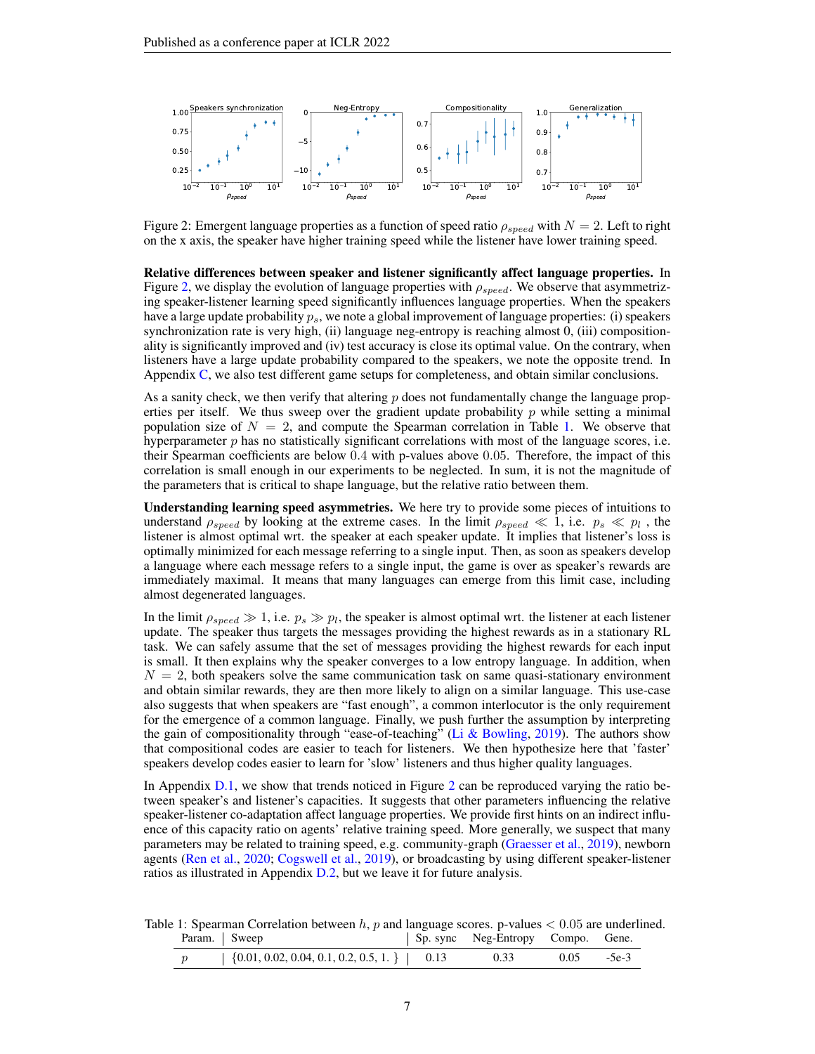Figure 2: Emergent language properties as a function of speed ratio $\rho_{speed}$ with $N = 2$. Left to right on the x axis, the speaker have higher training speed while the listener have lower training speed.

**Relative differences between speaker and listener significantly affect language properties.** In Figure 2, we display the evolution of language properties with $\rho_{speed}$. We observe that asymmetrizing speaker-listener learning speed significantly influences language properties. When the speakers have a large update probability $p_s$, we note a global improvement of language properties: (i) speakers synchronization rate is very high, (ii) language neg-entropy is reaching almost 0, (iii) compositionality is significantly improved and (iv) test accuracy is close its optimal value. On the contrary, when listeners have a large update probability compared to the speakers, we note the opposite trend. In Appendix C, we also test different game setups for completeness, and obtain similar conclusions.

As a sanity check, we then verify that altering $p$ does not fundamentally change the language properties per itself. We thus sweep over the gradient update probability $p$ while setting a minimal population size of $N = 2$, and compute the Spearman correlation in Table 1. We observe that hyperparameter $p$ has no statistically significant correlations with most of the language scores, i.e. their Spearman coefficients are below $0.4$ with p-values above $0.05$. Therefore, the impact of this correlation is small enough in our experiments to be neglected. In sum, it is not the magnitude of the parameters that is critical to shape language, but the relative ratio between them.

**Understanding learning speed asymmetries.** We here try to provide some pieces of intuitions to understand $\rho_{speed}$ by looking at the extreme cases. In the limit $\rho_{speed} \ll 1$, i.e. $p_s \ll p_l$ , the listener is almost optimal wrt. the speaker at each speaker update. It implies that listener's loss is optimally minimized for each message referring to a single input. Then, as soon as speakers develop a language where each message refers to a single input, the game is over as speaker's rewards are immediately maximal. It means that many languages can emerge from this limit case, including almost degenerated languages.

In the limit $\rho_{speed} \gg 1$, i.e. $p_s \gg p_l$, the speaker is almost optimal wrt. the listener at each listener update. The speaker thus targets the messages providing the highest rewards as in a stationary RL task. We can safely assume that the set of messages providing the highest rewards for each input is small. It then explains why the speaker converges to a low entropy language. In addition, when $N = 2$, both speakers solve the same communication task on same quasi-stationary environment and obtain similar rewards, they are then more likely to align on a similar language. This use-case also suggests that when speakers are "fast enough", a common interlocutor is the only requirement for the emergence of a common language. Finally, we push further the assumption by interpreting the gain of compositionality through "ease-of-teaching" (Li & Bowling, 2019). The authors show that compositional codes are easier to teach for listeners. We then hypothesize here that 'faster' speakers develop codes easier to learn for 'slow' listeners and thus higher quality languages.

In Appendix D.1, we show that trends noticed in Figure 2 can be reproduced varying the ratio between speaker's and listener's capacities. It suggests that other parameters influencing the relative speaker-listener co-adaptation affect language properties. We provide first hints on an indirect influence of this capacity ratio on agents' relative training speed. More generally, we suspect that many parameters may be related to training speed, e.g. community-graph (Graesser et al., 2019), newborn agents (Ren et al., 2020; Cogswell et al., 2019), or broadcasting by using different speaker-listener ratios as illustrated in Appendix D.2, but we leave it for future analysis.

Table 1: Spearman Correlation between $h$, $p$ and language scores. p-values $< 0.05$ are underlined.

| Param. | Sweep | Sp. sync | Neg-Entropy | Compo. | Gene. |
|---|---|---|---|---|---|
| $p$ | {0.01, 0.02, 0.04, 0.1, 0.2, 0.5, 1. } | 0.13 | 0.33 | 0.05 | -5e-3 |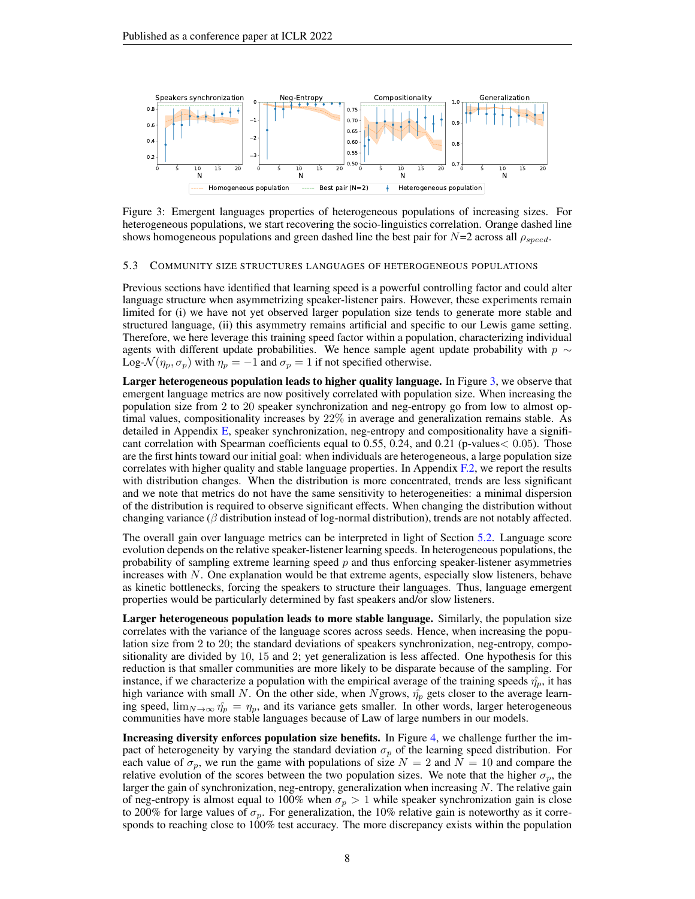Figure 3: Emergent languages properties of heterogeneous populations of increasing sizes. For heterogeneous populations, we start recovering the socio-linguistics correlation. Orange dashed line shows homogeneous populations and green dashed line the best pair for $N$=2 across all $\rho_{speed}$.

### 5.3 Community size structures languages of heterogeneous populations

Previous sections have identified that learning speed is a powerful controlling factor and could alter language structure when asymmetrizing speaker-listener pairs. However, these experiments remain limited for (i) we have not yet observed larger population size tends to generate more stable and structured language, (ii) this asymmetry remains artificial and specific to our Lewis game setting. Therefore, we here leverage this training speed factor within a population, characterizing individual agents with different update probabilities. We hence sample agent update probability with $p \sim$ Log-$\mathcal{N}(\eta_p, \sigma_p)$ with $\eta_p = -1$ and $\sigma_p = 1$ if not specified otherwise.

**Larger heterogeneous population leads to higher quality language.** In Figure 3, we observe that emergent language metrics are now positively correlated with population size. When increasing the population size from 2 to 20 speaker synchronization and neg-entropy go from low to almost optimal values, compositionality increases by 22% in average and generalization remains stable. As detailed in Appendix E, speaker synchronization, neg-entropy and compositionality have a significant correlation with Spearman coefficients equal to 0.55, 0.24, and 0.21 (p-values$< 0.05$). Those are the first hints toward our initial goal: when individuals are heterogeneous, a large population size correlates with higher quality and stable language properties. In Appendix F.2, we report the results with distribution changes. When the distribution is more concentrated, trends are less significant and we note that metrics do not have the same sensitivity to heterogeneities: a minimal dispersion of the distribution is required to observe significant effects. When changing the distribution without changing variance ($\beta$ distribution instead of log-normal distribution), trends are not notably affected.

The overall gain over language metrics can be interpreted in light of Section 5.2. Language score evolution depends on the relative speaker-listener learning speeds. In heterogeneous populations, the probability of sampling extreme learning speed $p$ and thus enforcing speaker-listener asymmetries increases with $N$. One explanation would be that extreme agents, especially slow listeners, behave as kinetic bottlenecks, forcing the speakers to structure their languages. Thus, language emergent properties would be particularly determined by fast speakers and/or slow listeners.

**Larger heterogeneous population leads to more stable language.** Similarly, the population size correlates with the variance of the language scores across seeds. Hence, when increasing the population size from 2 to 20; the standard deviations of speakers synchronization, neg-entropy, compositionality are divided by 10, 15 and 2; yet generalization is less affected. One hypothesis for this reduction is that smaller communities are more likely to be disparate because of the sampling. For instance, if we characterize a population with the empirical average of the training speeds $\hat{\eta_p}$, it has high variance with small $N$. On the other side, when $N$grows, $\hat{\eta_p}$ gets closer to the average learning speed, $\lim_{N\to\infty} \hat{\eta_p} = \eta_p$, and its variance gets smaller. In other words, larger heterogeneous communities have more stable languages because of Law of large numbers in our models.

**Increasing diversity enforces population size benefits.** In Figure 4, we challenge further the impact of heterogeneity by varying the standard deviation $\sigma_p$ of the learning speed distribution. For each value of $\sigma_p$, we run the game with populations of size $N = 2$ and $N = 10$ and compare the relative evolution of the scores between the two population sizes. We note that the higher $\sigma_p$, the larger the gain of synchronization, neg-entropy, generalization when increasing $N$. The relative gain of neg-entropy is almost equal to 100% when $\sigma_p > 1$ while speaker synchronization gain is close to 200% for large values of $\sigma_p$. For generalization, the 10% relative gain is noteworthy as it corresponds to reaching close to 100% test accuracy. The more discrepancy exists within the population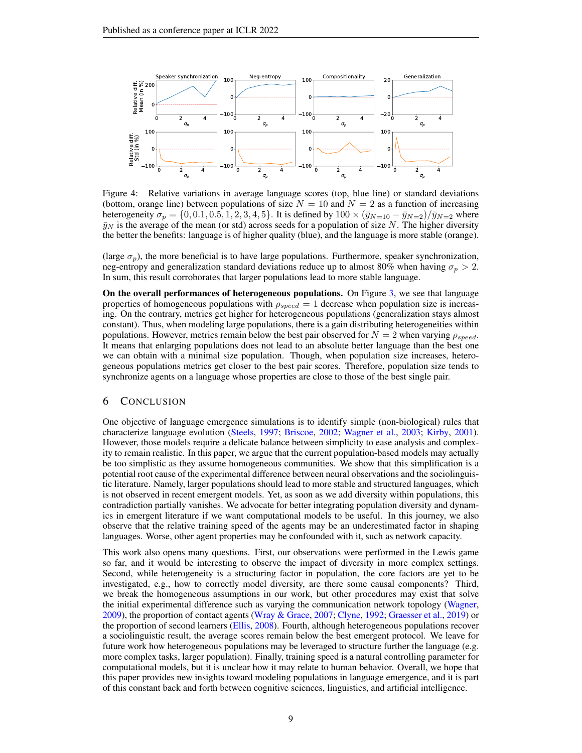Figure 4: Relative variations in average language scores (top, blue line) or standard deviations (bottom, orange line) between populations of size $N = 10$ and $N = 2$ as a function of increasing heterogeneity $\sigma_p = \{0, 0.1, 0.5, 1, 2, 3, 4, 5\}$. It is defined by $100 \times (\bar{y}_{N=10} - \bar{y}_{N=2})/\bar{y}_{N=2}$ where $\bar{y}_N$ is the average of the mean (or std) across seeds for a population of size $N$. The higher diversity the better the benefits: language is of higher quality (blue), and the language is more stable (orange).

(large $\sigma_p$), the more beneficial is to have large populations. Furthermore, speaker synchronization, neg-entropy and generalization standard deviations reduce up to almost 80% when having $\sigma_p > 2$. In sum, this result corroborates that larger populations lead to more stable language.

**On the overall performances of heterogeneous populations.** On Figure 3, we see that language properties of homogeneous populations with $\rho_{speed} = 1$ decrease when population size is increasing. On the contrary, metrics get higher for heterogeneous populations (generalization stays almost constant). Thus, when modeling large populations, there is a gain distributing heterogeneities within populations. However, metrics remain below the best pair observed for $N = 2$ when varying $\rho_{speed}$. It means that enlarging populations does not lead to an absolute better language than the best one we can obtain with a minimal size population. Though, when population size increases, heterogeneous populations metrics get closer to the best pair scores. Therefore, population size tends to synchronize agents on a language whose properties are close to those of the best single pair.

# 6 Conclusion

One objective of language emergence simulations is to identify simple (non-biological) rules that characterize language evolution (Steels, 1997; Briscoe, 2002; Wagner et al., 2003; Kirby, 2001). However, those models require a delicate balance between simplicity to ease analysis and complexity to remain realistic. In this paper, we argue that the current population-based models may actually be too simplistic as they assume homogeneous communities. We show that this simplification is a potential root cause of the experimental difference between neural observations and the sociolinguistic literature. Namely, larger populations should lead to more stable and structured languages, which is not observed in recent emergent models. Yet, as soon as we add diversity within populations, this contradiction partially vanishes. We advocate for better integrating population diversity and dynamics in emergent literature if we want computational models to be useful. In this journey, we also observe that the relative training speed of the agents may be an underestimated factor in shaping languages. Worse, other agent properties may be confounded with it, such as network capacity.

This work also opens many questions. First, our observations were performed in the Lewis game so far, and it would be interesting to observe the impact of diversity in more complex settings. Second, while heterogeneity is a structuring factor in population, the core factors are yet to be investigated, e.g., how to correctly model diversity, are there some causal components? Third, we break the homogeneous assumptions in our work, but other procedures may exist that solve the initial experimental difference such as varying the communication network topology (Wagner, 2009), the proportion of contact agents (Wray & Grace, 2007; Clyne, 1992; Graesser et al., 2019) or the proportion of second learners (Ellis, 2008). Fourth, although heterogeneous populations recover a sociolinguistic result, the average scores remain below the best emergent protocol. We leave for future work how heterogeneous populations may be leveraged to structure further the language (e.g. more complex tasks, larger population). Finally, training speed is a natural controlling parameter for computational models, but it is unclear how it may relate to human behavior. Overall, we hope that this paper provides new insights toward modeling populations in language emergence, and it is part of this constant back and forth between cognitive sciences, linguistics, and artificial intelligence.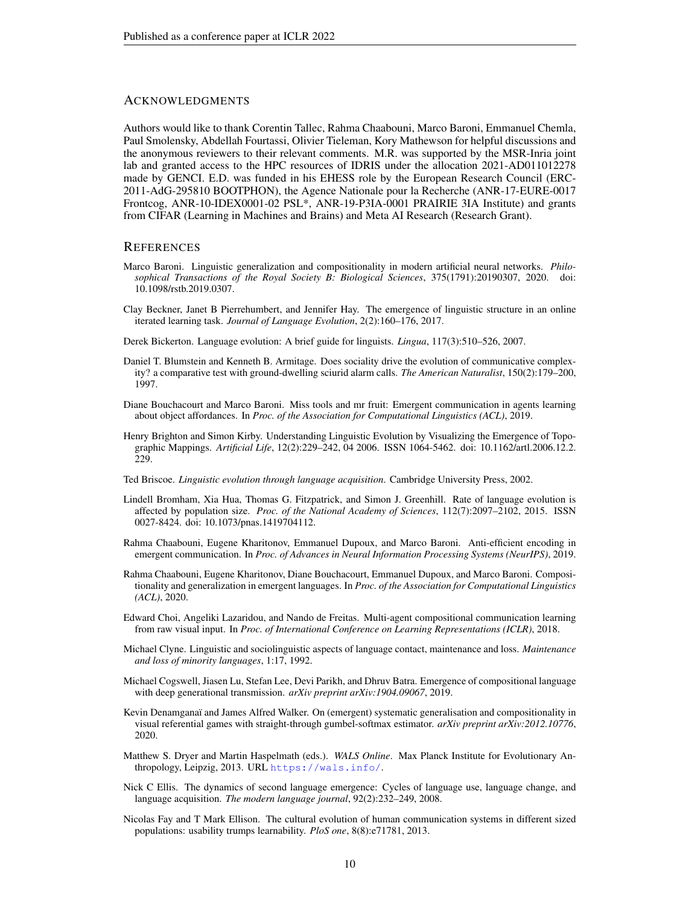## ACKNOWLEDGMENTS

Authors would like to thank Corentin Tallec, Rahma Chaabouni, Marco Baroni, Emmanuel Chemla, Paul Smolensky, Abdellah Fourtassi, Olivier Tieleman, Kory Mathewson for helpful discussions and the anonymous reviewers to their relevant comments. M.R. was supported by the MSR-Inria joint lab and granted access to the HPC resources of IDRIS under the allocation 2021-AD011012278 made by GENCI. E.D. was funded in his EHESS role by the European Research Council (ERC-2011-AdG-295810 BOOTPHON), the Agence Nationale pour la Recherche (ANR-17-EURE-0017 Frontcog, ANR-10-IDEX0001-02 PSL*, ANR-19-P3IA-0001 PRAIRIE 3IA Institute) and grants from CIFAR (Learning in Machines and Brains) and Meta AI Research (Research Grant).

## REFERENCES

Marco Baroni. Linguistic generalization and compositionality in modern artificial neural networks. *Philosophical Transactions of the Royal Society B: Biological Sciences*, 375(1791):20190307, 2020. doi: 10.1098/rstb.2019.0307.

Clay Beckner, Janet B Pierrehumbert, and Jennifer Hay. The emergence of linguistic structure in an online iterated learning task. *Journal of Language Evolution*, 2(2):160–176, 2017.

Derek Bickerton. Language evolution: A brief guide for linguists. *Lingua*, 117(3):510–526, 2007.

Daniel T. Blumstein and Kenneth B. Armitage. Does sociality drive the evolution of communicative complexity? a comparative test with ground-dwelling sciurid alarm calls. *The American Naturalist*, 150(2):179–200, 1997.

Diane Bouchacourt and Marco Baroni. Miss tools and mr fruit: Emergent communication in agents learning about object affordances. In *Proc. of the Association for Computational Linguistics (ACL)*, 2019.

Henry Brighton and Simon Kirby. Understanding Linguistic Evolution by Visualizing the Emergence of Topographic Mappings. *Artificial Life*, 12(2):229–242, 04 2006. ISSN 1064-5462. doi: 10.1162/artl.2006.12.2.229.

Ted Briscoe. *Linguistic evolution through language acquisition*. Cambridge University Press, 2002.

Lindell Bromham, Xia Hua, Thomas G. Fitzpatrick, and Simon J. Greenhill. Rate of language evolution is affected by population size. *Proc. of the National Academy of Sciences*, 112(7):2097–2102, 2015. ISSN 0027-8424. doi: 10.1073/pnas.1419704112.

Rahma Chaabouni, Eugene Kharitonov, Emmanuel Dupoux, and Marco Baroni. Anti-efficient encoding in emergent communication. In *Proc. of Advances in Neural Information Processing Systems (NeurIPS)*, 2019.

Rahma Chaabouni, Eugene Kharitonov, Diane Bouchacourt, Emmanuel Dupoux, and Marco Baroni. Compositionality and generalization in emergent languages. In *Proc. of the Association for Computational Linguistics (ACL)*, 2020.

Edward Choi, Angeliki Lazaridou, and Nando de Freitas. Multi-agent compositional communication learning from raw visual input. In *Proc. of International Conference on Learning Representations (ICLR)*, 2018.

Michael Clyne. Linguistic and sociolinguistic aspects of language contact, maintenance and loss. *Maintenance and loss of minority languages*, 1:17, 1992.

Michael Cogswell, Jiasen Lu, Stefan Lee, Devi Parikh, and Dhruv Batra. Emergence of compositional language with deep generational transmission. *arXiv preprint arXiv:1904.09067*, 2019.

Kevin Denamganaï and James Alfred Walker. On (emergent) systematic generalisation and compositionality in visual referential games with straight-through gumbel-softmax estimator. *arXiv preprint arXiv:2012.10776*, 2020.

Matthew S. Dryer and Martin Haspelmath (eds.). *WALS Online*. Max Planck Institute for Evolutionary Anthropology, Leipzig, 2013. URL https://wals.info/.

Nick C Ellis. The dynamics of second language emergence: Cycles of language use, language change, and language acquisition. *The modern language journal*, 92(2):232–249, 2008.

Nicolas Fay and T Mark Ellison. The cultural evolution of human communication systems in different sized populations: usability trumps learnability. *PloS one*, 8(8):e71781, 2013.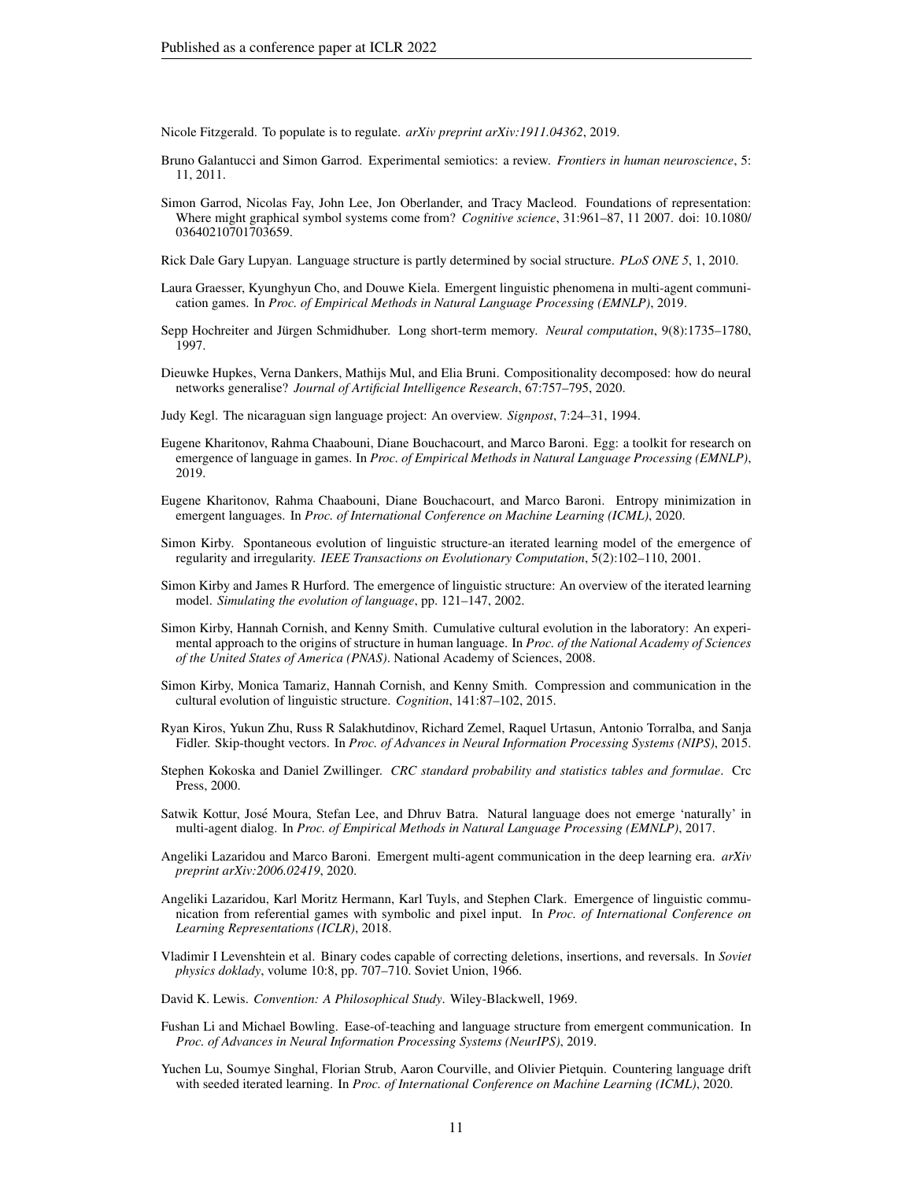Nicole Fitzgerald. To populate is to regulate. *arXiv preprint arXiv:1911.04362*, 2019.

Bruno Galantucci and Simon Garrod. Experimental semiotics: a review. *Frontiers in human neuroscience*, 5: 11, 2011.

Simon Garrod, Nicolas Fay, John Lee, Jon Oberlander, and Tracy Macleod. Foundations of representation: Where might graphical symbol systems come from? *Cognitive science*, 31:961–87, 11 2007. doi: 10.1080/03640210701703659.

Rick Dale Gary Lupyan. Language structure is partly determined by social structure. *PLoS ONE 5*, 1, 2010.

Laura Graesser, Kyunghyun Cho, and Douwe Kiela. Emergent linguistic phenomena in multi-agent communication games. In *Proc. of Empirical Methods in Natural Language Processing (EMNLP)*, 2019.

Sepp Hochreiter and Jürgen Schmidhuber. Long short-term memory. *Neural computation*, 9(8):1735–1780, 1997.

Dieuwke Hupkes, Verna Dankers, Mathijs Mul, and Elia Bruni. Compositionality decomposed: how do neural networks generalise? *Journal of Artificial Intelligence Research*, 67:757–795, 2020.

Judy Kegl. The nicaraguan sign language project: An overview. *Signpost*, 7:24–31, 1994.

Eugene Kharitonov, Rahma Chaabouni, Diane Bouchacourt, and Marco Baroni. Egg: a toolkit for research on emergence of language in games. In *Proc. of Empirical Methods in Natural Language Processing (EMNLP)*, 2019.

Eugene Kharitonov, Rahma Chaabouni, Diane Bouchacourt, and Marco Baroni. Entropy minimization in emergent languages. In *Proc. of International Conference on Machine Learning (ICML)*, 2020.

Simon Kirby. Spontaneous evolution of linguistic structure-an iterated learning model of the emergence of regularity and irregularity. *IEEE Transactions on Evolutionary Computation*, 5(2):102–110, 2001.

Simon Kirby and James R Hurford. The emergence of linguistic structure: An overview of the iterated learning model. *Simulating the evolution of language*, pp. 121–147, 2002.

Simon Kirby, Hannah Cornish, and Kenny Smith. Cumulative cultural evolution in the laboratory: An experimental approach to the origins of structure in human language. In *Proc. of the National Academy of Sciences of the United States of America (PNAS)*. National Academy of Sciences, 2008.

Simon Kirby, Monica Tamariz, Hannah Cornish, and Kenny Smith. Compression and communication in the cultural evolution of linguistic structure. *Cognition*, 141:87–102, 2015.

Ryan Kiros, Yukun Zhu, Russ R Salakhutdinov, Richard Zemel, Raquel Urtasun, Antonio Torralba, and Sanja Fidler. Skip-thought vectors. In *Proc. of Advances in Neural Information Processing Systems (NIPS)*, 2015.

Stephen Kokoska and Daniel Zwillinger. *CRC standard probability and statistics tables and formulae*. Crc Press, 2000.

Satwik Kottur, José Moura, Stefan Lee, and Dhruv Batra. Natural language does not emerge 'naturally' in multi-agent dialog. In *Proc. of Empirical Methods in Natural Language Processing (EMNLP)*, 2017.

Angeliki Lazaridou and Marco Baroni. Emergent multi-agent communication in the deep learning era. *arXiv preprint arXiv:2006.02419*, 2020.

Angeliki Lazaridou, Karl Moritz Hermann, Karl Tuyls, and Stephen Clark. Emergence of linguistic communication from referential games with symbolic and pixel input. In *Proc. of International Conference on Learning Representations (ICLR)*, 2018.

Vladimir I Levenshtein et al. Binary codes capable of correcting deletions, insertions, and reversals. In *Soviet physics doklady*, volume 10:8, pp. 707–710. Soviet Union, 1966.

David K. Lewis. *Convention: A Philosophical Study*. Wiley-Blackwell, 1969.

Fushan Li and Michael Bowling. Ease-of-teaching and language structure from emergent communication. In *Proc. of Advances in Neural Information Processing Systems (NeurIPS)*, 2019.

Yuchen Lu, Soumye Singhal, Florian Strub, Aaron Courville, and Olivier Pietquin. Countering language drift with seeded iterated learning. In *Proc. of International Conference on Machine Learning (ICML)*, 2020.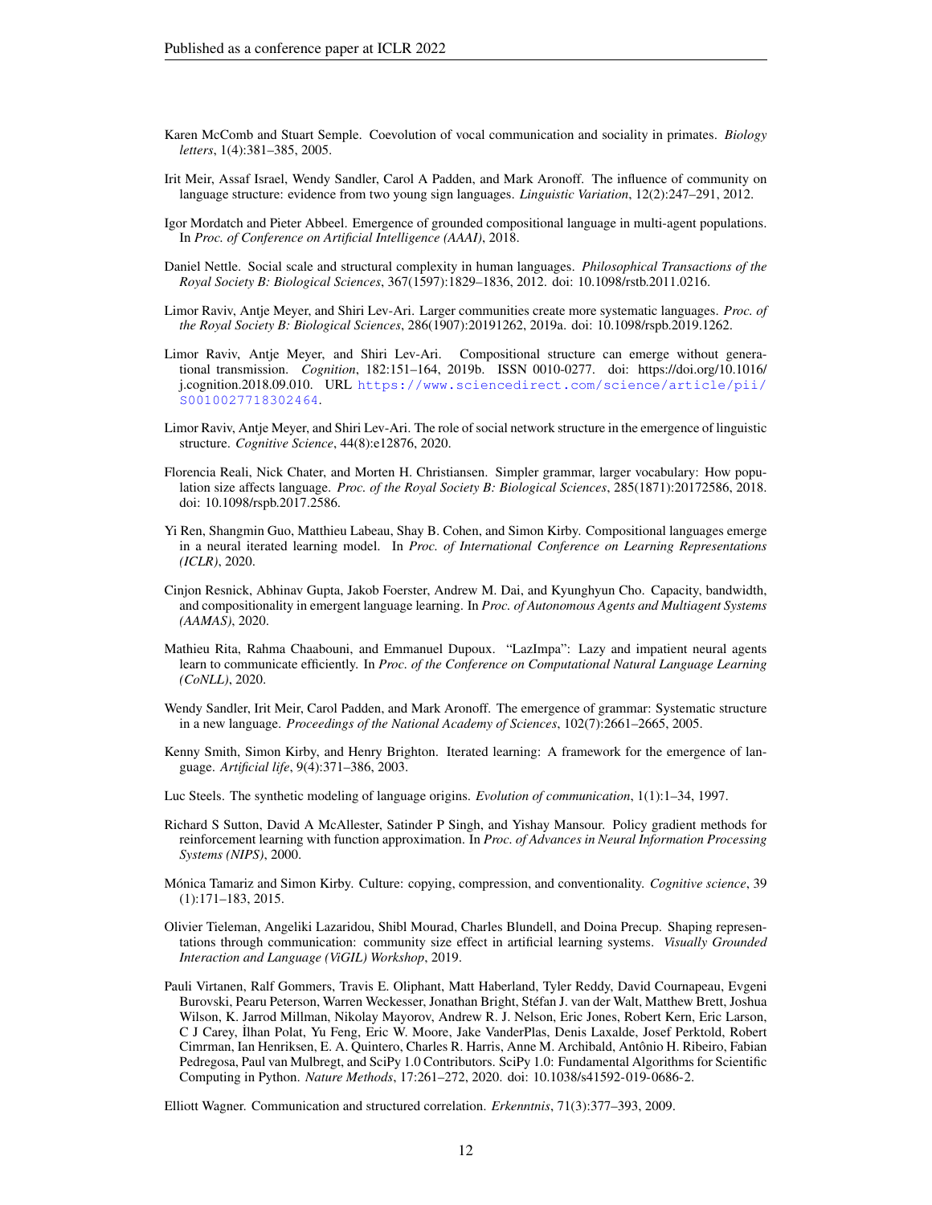Karen McComb and Stuart Semple. Coevolution of vocal communication and sociality in primates. *Biology letters*, 1(4):381–385, 2005.

Irit Meir, Assaf Israel, Wendy Sandler, Carol A Padden, and Mark Aronoff. The influence of community on language structure: evidence from two young sign languages. *Linguistic Variation*, 12(2):247–291, 2012.

Igor Mordatch and Pieter Abbeel. Emergence of grounded compositional language in multi-agent populations. In *Proc. of Conference on Artificial Intelligence (AAAI)*, 2018.

Daniel Nettle. Social scale and structural complexity in human languages. *Philosophical Transactions of the Royal Society B: Biological Sciences*, 367(1597):1829–1836, 2012. doi: 10.1098/rstb.2011.0216.

Limor Raviv, Antje Meyer, and Shiri Lev-Ari. Larger communities create more systematic languages. *Proc. of the Royal Society B: Biological Sciences*, 286(1907):20191262, 2019a. doi: 10.1098/rspb.2019.1262.

Limor Raviv, Antje Meyer, and Shiri Lev-Ari. Compositional structure can emerge without generational transmission. *Cognition*, 182:151–164, 2019b. ISSN 0010-0277. doi: https://doi.org/10.1016/j.cognition.2018.09.010. URL https://www.sciencedirect.com/science/article/pii/S0010027718302464.

Limor Raviv, Antje Meyer, and Shiri Lev-Ari. The role of social network structure in the emergence of linguistic structure. *Cognitive Science*, 44(8):e12876, 2020.

Florencia Reali, Nick Chater, and Morten H. Christiansen. Simpler grammar, larger vocabulary: How population size affects language. *Proc. of the Royal Society B: Biological Sciences*, 285(1871):20172586, 2018. doi: 10.1098/rspb.2017.2586.

Yi Ren, Shangmin Guo, Matthieu Labeau, Shay B. Cohen, and Simon Kirby. Compositional languages emerge in a neural iterated learning model. In *Proc. of International Conference on Learning Representations (ICLR)*, 2020.

Cinjon Resnick, Abhinav Gupta, Jakob Foerster, Andrew M. Dai, and Kyunghyun Cho. Capacity, bandwidth, and compositionality in emergent language learning. In *Proc. of Autonomous Agents and Multiagent Systems (AAMAS)*, 2020.

Mathieu Rita, Rahma Chaabouni, and Emmanuel Dupoux. "LazImpa": Lazy and impatient neural agents learn to communicate efficiently. In *Proc. of the Conference on Computational Natural Language Learning (CoNLL)*, 2020.

Wendy Sandler, Irit Meir, Carol Padden, and Mark Aronoff. The emergence of grammar: Systematic structure in a new language. *Proceedings of the National Academy of Sciences*, 102(7):2661–2665, 2005.

Kenny Smith, Simon Kirby, and Henry Brighton. Iterated learning: A framework for the emergence of language. *Artificial life*, 9(4):371–386, 2003.

Luc Steels. The synthetic modeling of language origins. *Evolution of communication*, 1(1):1–34, 1997.

Richard S Sutton, David A McAllester, Satinder P Singh, and Yishay Mansour. Policy gradient methods for reinforcement learning with function approximation. In *Proc. of Advances in Neural Information Processing Systems (NIPS)*, 2000.

Mónica Tamariz and Simon Kirby. Culture: copying, compression, and conventionality. *Cognitive science*, 39 (1):171–183, 2015.

Olivier Tieleman, Angeliki Lazaridou, Shibl Mourad, Charles Blundell, and Doina Precup. Shaping representations through communication: community size effect in artificial learning systems. *Visually Grounded Interaction and Language (ViGIL) Workshop*, 2019.

Pauli Virtanen, Ralf Gommers, Travis E. Oliphant, Matt Haberland, Tyler Reddy, David Cournapeau, Evgeni Burovski, Pearu Peterson, Warren Weckesser, Jonathan Bright, Stéfan J. van der Walt, Matthew Brett, Joshua Wilson, K. Jarrod Millman, Nikolay Mayorov, Andrew R. J. Nelson, Eric Jones, Robert Kern, Eric Larson, C J Carey, İlhan Polat, Yu Feng, Eric W. Moore, Jake VanderPlas, Denis Laxalde, Josef Perktold, Robert Cimrman, Ian Henriksen, E. A. Quintero, Charles R. Harris, Anne M. Archibald, Antônio H. Ribeiro, Fabian Pedregosa, Paul van Mulbregt, and SciPy 1.0 Contributors. SciPy 1.0: Fundamental Algorithms for Scientific Computing in Python. *Nature Methods*, 17:261–272, 2020. doi: 10.1038/s41592-019-0686-2.

Elliott Wagner. Communication and structured correlation. *Erkenntnis*, 71(3):377–393, 2009.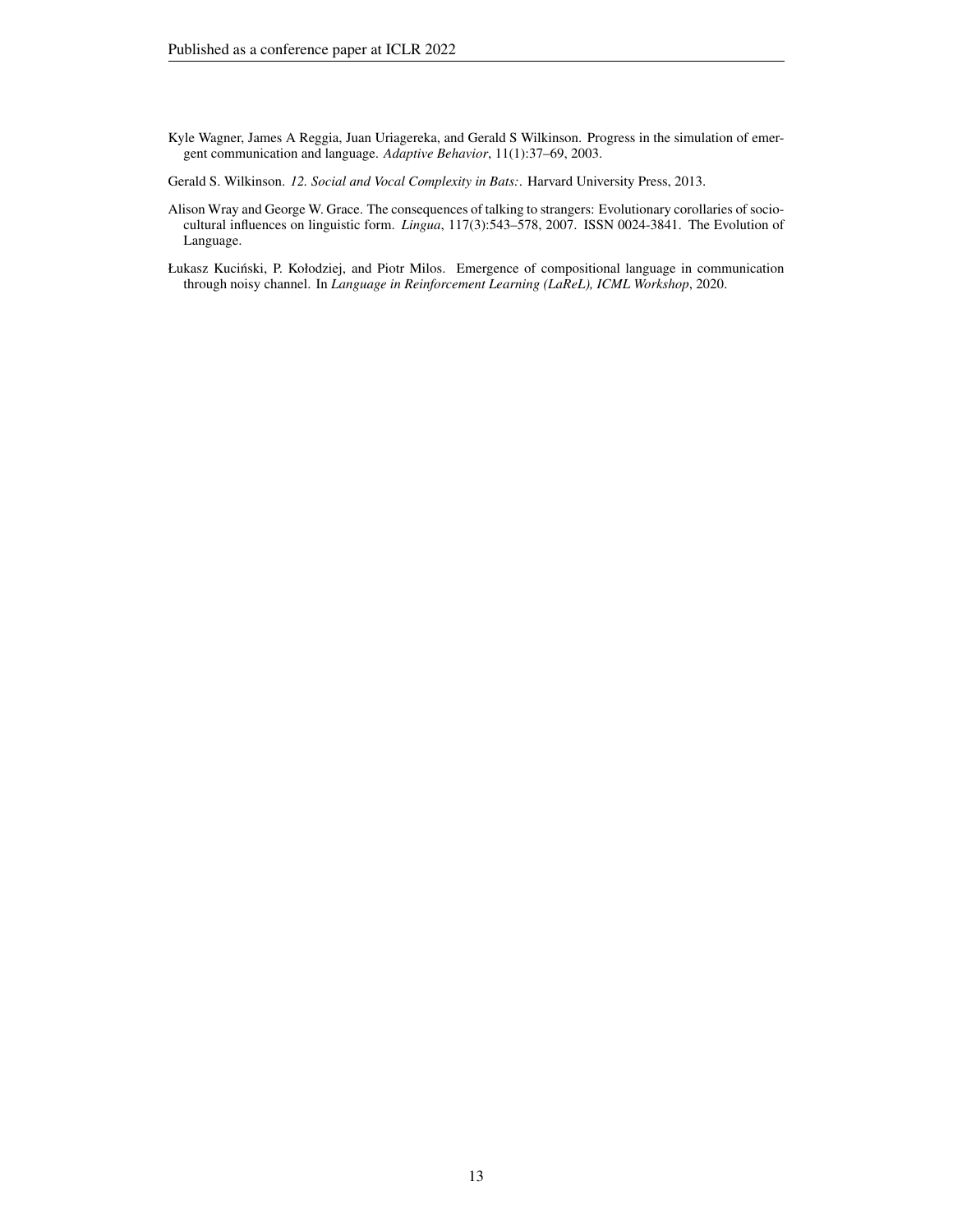Kyle Wagner, James A Reggia, Juan Uriagereka, and Gerald S Wilkinson. Progress in the simulation of emergent communication and language. *Adaptive Behavior*, 11(1):37–69, 2003.

Gerald S. Wilkinson. *12. Social and Vocal Complexity in Bats:*. Harvard University Press, 2013.

Alison Wray and George W. Grace. The consequences of talking to strangers: Evolutionary corollaries of socio-cultural influences on linguistic form. *Lingua*, 117(3):543–578, 2007. ISSN 0024-3841. The Evolution of Language.

Łukasz Kuciński, P. Kołodziej, and Piotr Milos. Emergence of compositional language in communication through noisy channel. In *Language in Reinforcement Learning (LaReL), ICML Workshop*, 2020.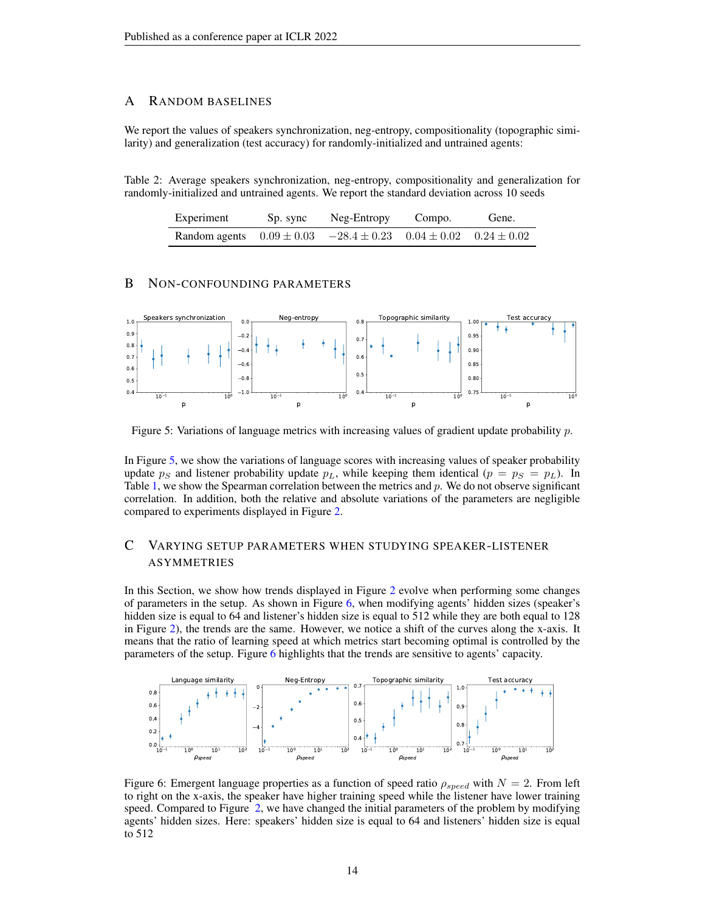## A Random baselines

We report the values of speakers synchronization, neg-entropy, compositionality (topographic similarity) and generalization (test accuracy) for randomly-initialized and untrained agents:

Table 2: Average speakers synchronization, neg-entropy, compositionality and generalization for randomly-initialized and untrained agents. We report the standard deviation across 10 seeds

| Experiment | Sp. sync | Neg-Entropy | Compo. | Gene. |
|---|---|---|---|---|
| Random agents | $0.09 \pm 0.03$ | $-28.4 \pm 0.23$ | $0.04 \pm 0.02$ | $0.24 \pm 0.02$ |

## B Non-confounding parameters

Figure 5: Variations of language metrics with increasing values of gradient update probability $p$.

In Figure 5, we show the variations of language scores with increasing values of speaker probability update $p_S$ and listener probability update $p_L$, while keeping them identical ($p = p_S = p_L$). In Table 1, we show the Spearman correlation between the metrics and $p$. We do not observe significant correlation. In addition, both the relative and absolute variations of the parameters are negligible compared to experiments displayed in Figure 2.

## C Varying setup parameters when studying speaker-listener asymmetries

In this Section, we show how trends displayed in Figure 2 evolve when performing some changes of parameters in the setup. As shown in Figure 6, when modifying agents' hidden sizes (speaker's hidden size is equal to 64 and listener's hidden size is equal to 512 while they are both equal to 128 in Figure 2), the trends are the same. However, we notice a shift of the curves along the x-axis. It means that the ratio of learning speed at which metrics start becoming optimal is controlled by the parameters of the setup. Figure 6 highlights that the trends are sensitive to agents' capacity.

Figure 6: Emergent language properties as a function of speed ratio $\rho_{speed}$ with $N = 2$. From left to right on the x-axis, the speaker have higher training speed while the listener have lower training speed. Compared to Figure 2, we have changed the initial parameters of the problem by modifying agents' hidden sizes. Here: speakers' hidden size is equal to 64 and listeners' hidden size is equal to 512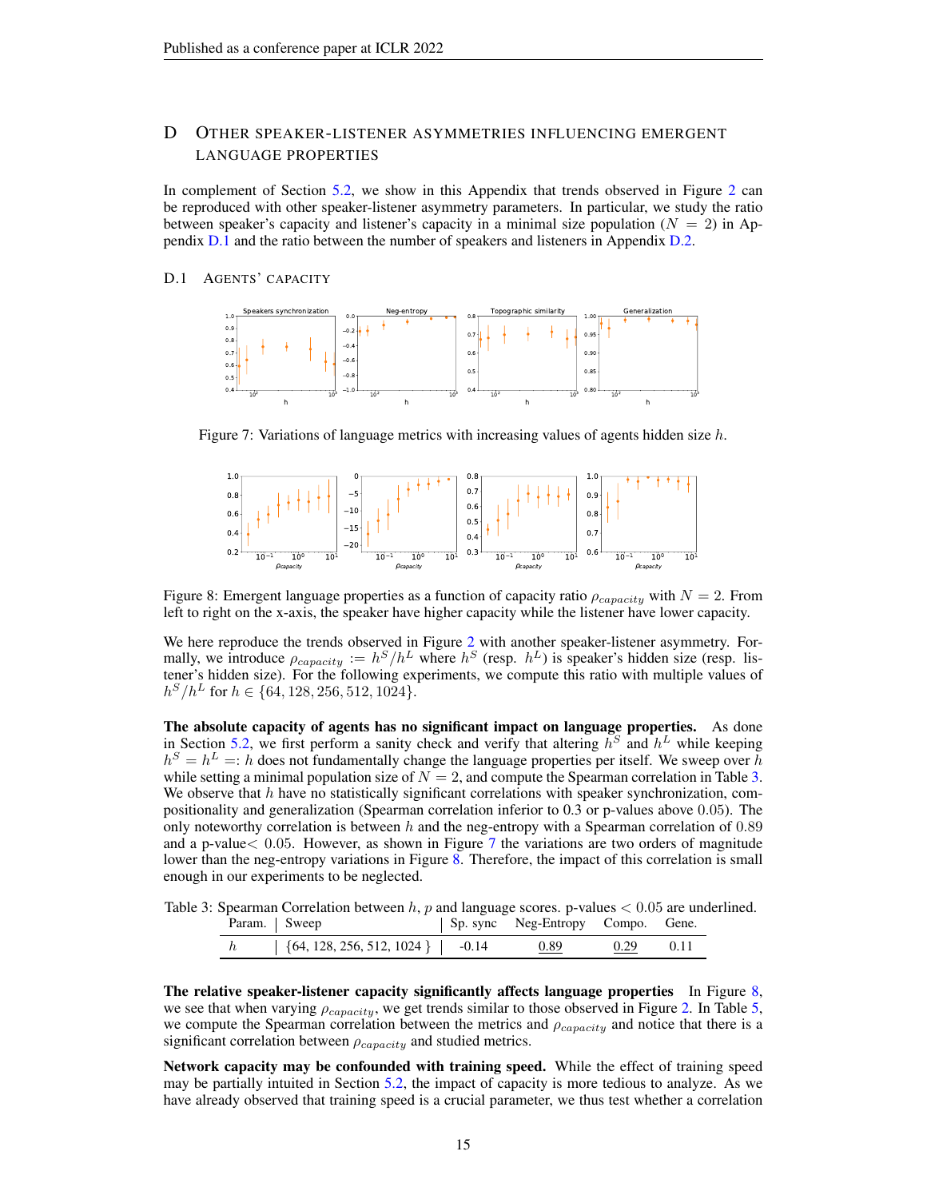# D Other speaker-listener asymmetries influencing emergent language properties

In complement of Section 5.2, we show in this Appendix that trends observed in Figure 2 can be reproduced with other speaker-listener asymmetry parameters. In particular, we study the ratio between speaker's capacity and listener's capacity in a minimal size population ($N = 2$) in Appendix D.1 and the ratio between the number of speakers and listeners in Appendix D.2.

## D.1 Agents' capacity

Figure 7: Variations of language metrics with increasing values of agents hidden size $h$.

Figure 8: Emergent language properties as a function of capacity ratio $\rho_{capacity}$ with $N = 2$. From left to right on the x-axis, the speaker have higher capacity while the listener have lower capacity.

We here reproduce the trends observed in Figure 2 with another speaker-listener asymmetry. Formally, we introduce $\rho_{capacity} := h^S/h^L$ where $h^S$ (resp. $h^L$) is speaker's hidden size (resp. listener's hidden size). For the following experiments, we compute this ratio with multiple values of $h^S/h^L$ for $h \in \{64, 128, 256, 512, 1024\}$.

**The absolute capacity of agents has no significant impact on language properties.** As done in Section 5.2, we first perform a sanity check and verify that altering $h^S$ and $h^L$ while keeping $h^S = h^L =: h$ does not fundamentally change the language properties per itself. We sweep over $h$ while setting a minimal population size of $N = 2$, and compute the Spearman correlation in Table 3. We observe that $h$ have no statistically significant correlations with speaker synchronization, compositionality and generalization (Spearman correlation inferior to 0.3 or p-values above 0.05). The only noteworthy correlation is between $h$ and the neg-entropy with a Spearman correlation of 0.89 and a p-value$< 0.05$. However, as shown in Figure 7 the variations are two orders of magnitude lower than the neg-entropy variations in Figure 8. Therefore, the impact of this correlation is small enough in our experiments to be neglected.

Table 3: Spearman Correlation between $h$, $p$ and language scores. p-values $< 0.05$ are underlined.

| Param. | Sweep | Sp. sync | Neg-Entropy | Compo. | Gene. |
|---|---|---|---|---|---|
| $h$ | {64, 128, 256, 512, 1024 } | -0.14 | <u>0.89</u> | <u>0.29</u> | 0.11 |

**The relative speaker-listener capacity significantly affects language properties** In Figure 8, we see that when varying $\rho_{capacity}$, we get trends similar to those observed in Figure 2. In Table 5, we compute the Spearman correlation between the metrics and $\rho_{capacity}$ and notice that there is a significant correlation between $\rho_{capacity}$ and studied metrics.

**Network capacity may be confounded with training speed.** While the effect of training speed may be partially intuited in Section 5.2, the impact of capacity is more tedious to analyze. As we have already observed that training speed is a crucial parameter, we thus test whether a correlation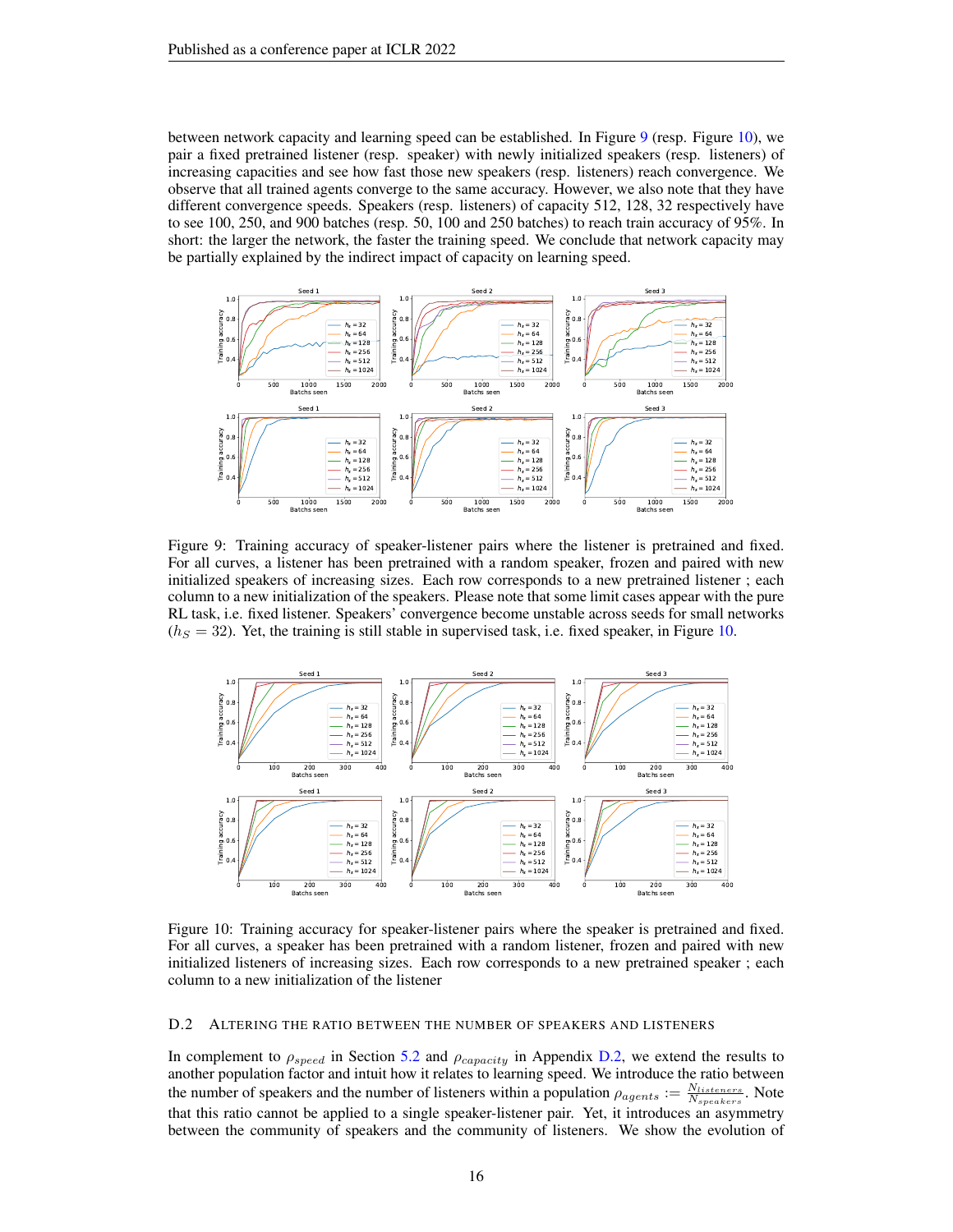between network capacity and learning speed can be established. In Figure 9 (resp. Figure 10), we pair a fixed pretrained listener (resp. speaker) with newly initialized speakers (resp. listeners) of increasing capacities and see how fast those new speakers (resp. listeners) reach convergence. We observe that all trained agents converge to the same accuracy. However, we also note that they have different convergence speeds. Speakers (resp. listeners) of capacity 512, 128, 32 respectively have to see 100, 250, and 900 batches (resp. 50, 100 and 250 batches) to reach train accuracy of 95%. In short: the larger the network, the faster the training speed. We conclude that network capacity may be partially explained by the indirect impact of capacity on learning speed.

Figure 9: Training accuracy of speaker-listener pairs where the listener is pretrained and fixed. For all curves, a listener has been pretrained with a random speaker, frozen and paired with new initialized speakers of increasing sizes. Each row corresponds to a new pretrained listener ; each column to a new initialization of the speakers. Please note that some limit cases appear with the pure RL task, i.e. fixed listener. Speakers' convergence become unstable across seeds for small networks ($h_S = 32$). Yet, the training is still stable in supervised task, i.e. fixed speaker, in Figure 10.

Figure 10: Training accuracy for speaker-listener pairs where the speaker is pretrained and fixed. For all curves, a speaker has been pretrained with a random listener, frozen and paired with new initialized listeners of increasing sizes. Each row corresponds to a new pretrained speaker ; each column to a new initialization of the listener

### D.2 ALTERING THE RATIO BETWEEN THE NUMBER OF SPEAKERS AND LISTENERS

In complement to $\rho_{speed}$ in Section 5.2 and $\rho_{capacity}$ in Appendix D.2, we extend the results to another population factor and intuit how it relates to learning speed. We introduce the ratio between the number of speakers and the number of listeners within a population $\rho_{agents} := \frac{N_{listeners}}{N_{speakers}}$. Note that this ratio cannot be applied to a single speaker-listener pair. Yet, it introduces an asymmetry between the community of speakers and the community of listeners. We show the evolution of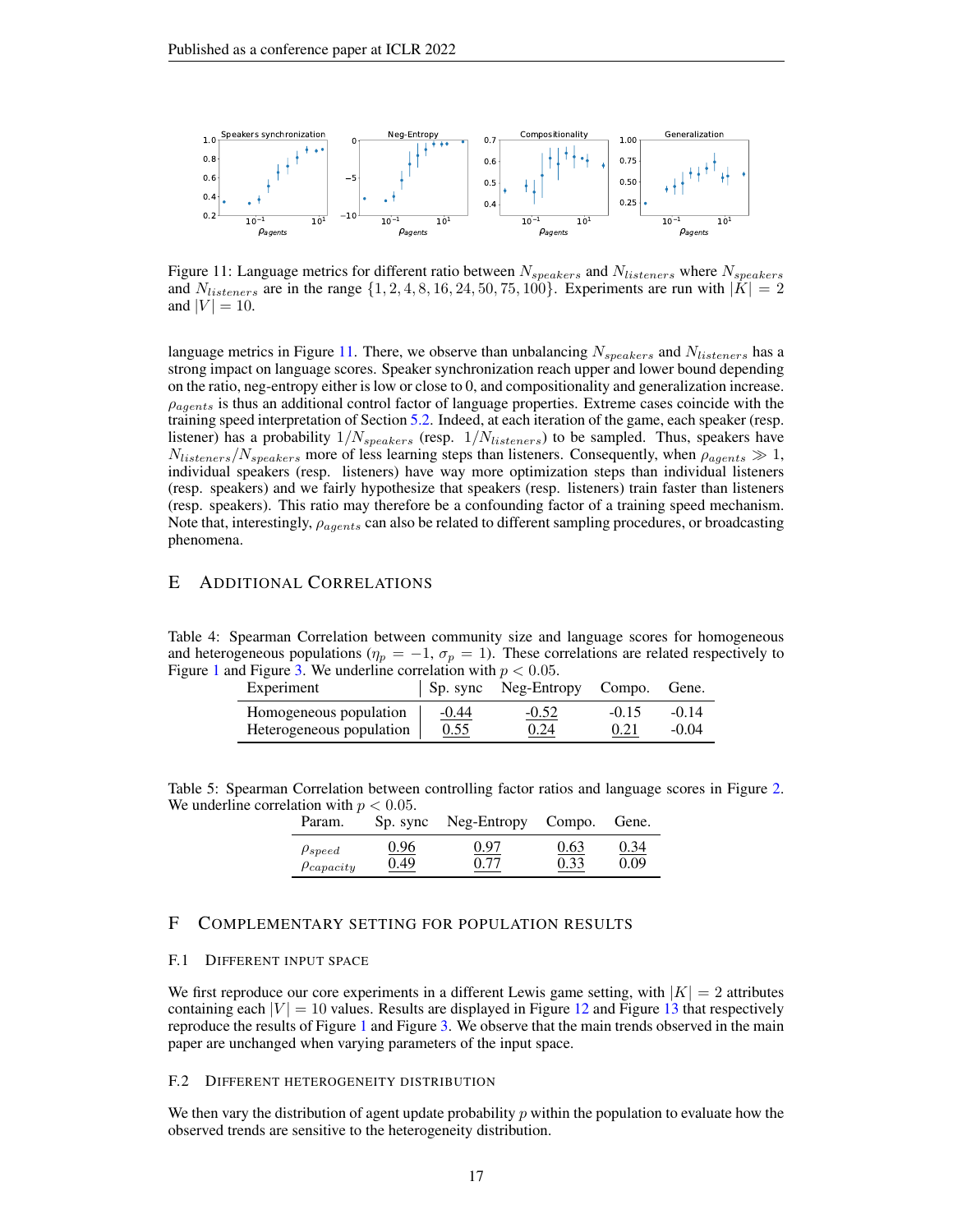Figure 11: Language metrics for different ratio between $N_{speakers}$ and $N_{listeners}$ where $N_{speakers}$ and $N_{listeners}$ are in the range $\{1, 2, 4, 8, 16, 24, 50, 75, 100\}$. Experiments are run with $|K| = 2$ and $|V| = 10$.

language metrics in Figure 11. There, we observe than unbalancing $N_{speakers}$ and $N_{listeners}$ has a strong impact on language scores. Speaker synchronization reach upper and lower bound depending on the ratio, neg-entropy either is low or close to 0, and compositionality and generalization increase. $\rho_{agents}$ is thus an additional control factor of language properties. Extreme cases coincide with the training speed interpretation of Section 5.2. Indeed, at each iteration of the game, each speaker (resp. listener) has a probability $1/N_{speakers}$ (resp. $1/N_{listeners}$) to be sampled. Thus, speakers have $N_{listeners}/N_{speakers}$ more of less learning steps than listeners. Consequently, when $\rho_{agents} \gg 1$, individual speakers (resp. listeners) have way more optimization steps than individual listeners (resp. speakers) and we fairly hypothesize that speakers (resp. listeners) train faster than listeners (resp. speakers). This ratio may therefore be a confounding factor of a training speed mechanism. Note that, interestingly, $\rho_{agents}$ can also be related to different sampling procedures, or broadcasting phenomena.

## E Additional Correlations

Table 4: Spearman Correlation between community size and language scores for homogeneous and heterogeneous populations ($\eta_p = -1$, $\sigma_p = 1$). These correlations are related respectively to Figure 1 and Figure 3. We underline correlation with $p < 0.05$.

| Experiment | Sp. sync | Neg-Entropy | Compo. | Gene. |
|---|---|---|---|---|
| Homogeneous population | <u>-0.44</u> | <u>-0.52</u> | -0.15 | -0.14 |
| Heterogeneous population | <u>0.55</u> | <u>0.24</u> | <u>0.21</u> | -0.04 |

Table 5: Spearman Correlation between controlling factor ratios and language scores in Figure 2. We underline correlation with $p < 0.05$.

| Param. | Sp. sync | Neg-Entropy | Compo. | Gene. |
|---|---|---|---|---|
| $\rho_{speed}$ | <u>0.96</u> | <u>0.97</u> | <u>0.63</u> | <u>0.34</u> |
| $\rho_{capacity}$ | <u>0.49</u> | <u>0.77</u> | <u>0.33</u> | 0.09 |

## F Complementary Setting for Population Results

### F.1 Different Input Space

We first reproduce our core experiments in a different Lewis game setting, with $|K| = 2$ attributes containing each $|V| = 10$ values. Results are displayed in Figure 12 and Figure 13 that respectively reproduce the results of Figure 1 and Figure 3. We observe that the main trends observed in the main paper are unchanged when varying parameters of the input space.

### F.2 Different Heterogeneity Distribution

We then vary the distribution of agent update probability $p$ within the population to evaluate how the observed trends are sensitive to the heterogeneity distribution.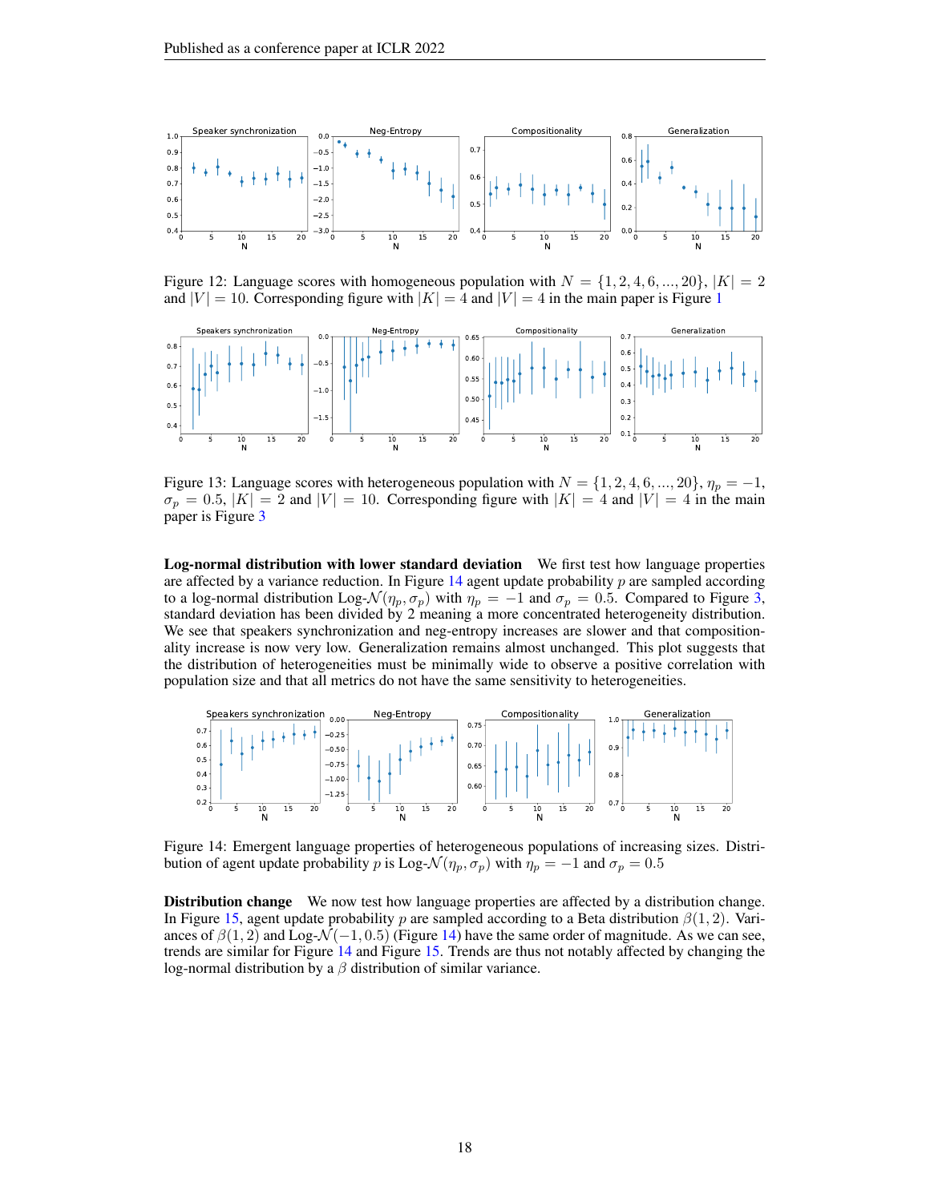Figure 12: Language scores with homogeneous population with $N = \{1, 2, 4, 6, ..., 20\}$, $|K| = 2$ and $|V| = 10$. Corresponding figure with $|K| = 4$ and $|V| = 4$ in the main paper is Figure 1

Figure 13: Language scores with heterogeneous population with $N = \{1, 2, 4, 6, ..., 20\}$, $\eta_p = -1$, $\sigma_p = 0.5$, $|K| = 2$ and $|V| = 10$. Corresponding figure with $|K| = 4$ and $|V| = 4$ in the main paper is Figure 3

**Log-normal distribution with lower standard deviation** We first test how language properties are affected by a variance reduction. In Figure 14 agent update probability $p$ are sampled according to a log-normal distribution Log-$\mathcal{N}(\eta_p, \sigma_p)$ with $\eta_p = -1$ and $\sigma_p = 0.5$. Compared to Figure 3, standard deviation has been divided by 2 meaning a more concentrated heterogeneity distribution. We see that speakers synchronization and neg-entropy increases are slower and that compositionality increase is now very low. Generalization remains almost unchanged. This plot suggests that the distribution of heterogeneities must be minimally wide to observe a positive correlation with population size and that all metrics do not have the same sensitivity to heterogeneities.

Figure 14: Emergent language properties of heterogeneous populations of increasing sizes. Distribution of agent update probability $p$ is Log-$\mathcal{N}(\eta_p, \sigma_p)$ with $\eta_p = -1$ and $\sigma_p = 0.5$

**Distribution change** We now test how language properties are affected by a distribution change. In Figure 15, agent update probability $p$ are sampled according to a Beta distribution $\beta(1, 2)$. Variances of $\beta(1, 2)$ and Log-$\mathcal{N}(-1, 0.5)$ (Figure 14) have the same order of magnitude. As we can see, trends are similar for Figure 14 and Figure 15. Trends are thus not notably affected by changing the log-normal distribution by a $\beta$ distribution of similar variance.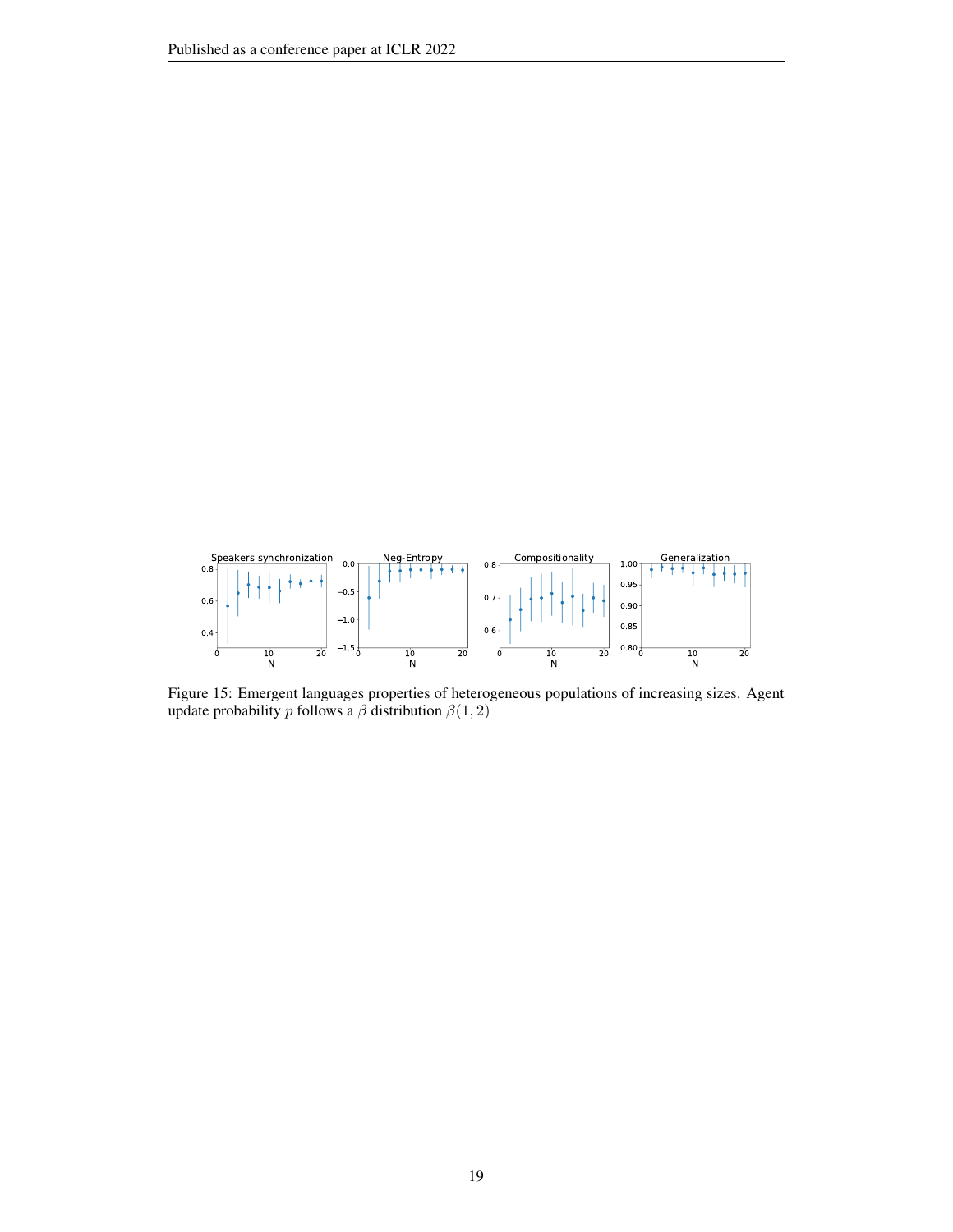Speakers synchronization

0.8
0.6
0.4
0
10
20
N

Neg-Entropy

0.0
−0.5
−1.0
−1.5
0
10
20
N

Compositionality

0.8
0.7
0.6
0
10
20
N

Generalization

1.00
0.95
0.90
0.85
0.80
0
10
20
N

Figure 15: Emergent languages properties of heterogeneous populations of increasing sizes. Agent update probability $p$ follows a $\beta$ distribution $\beta(1, 2)$